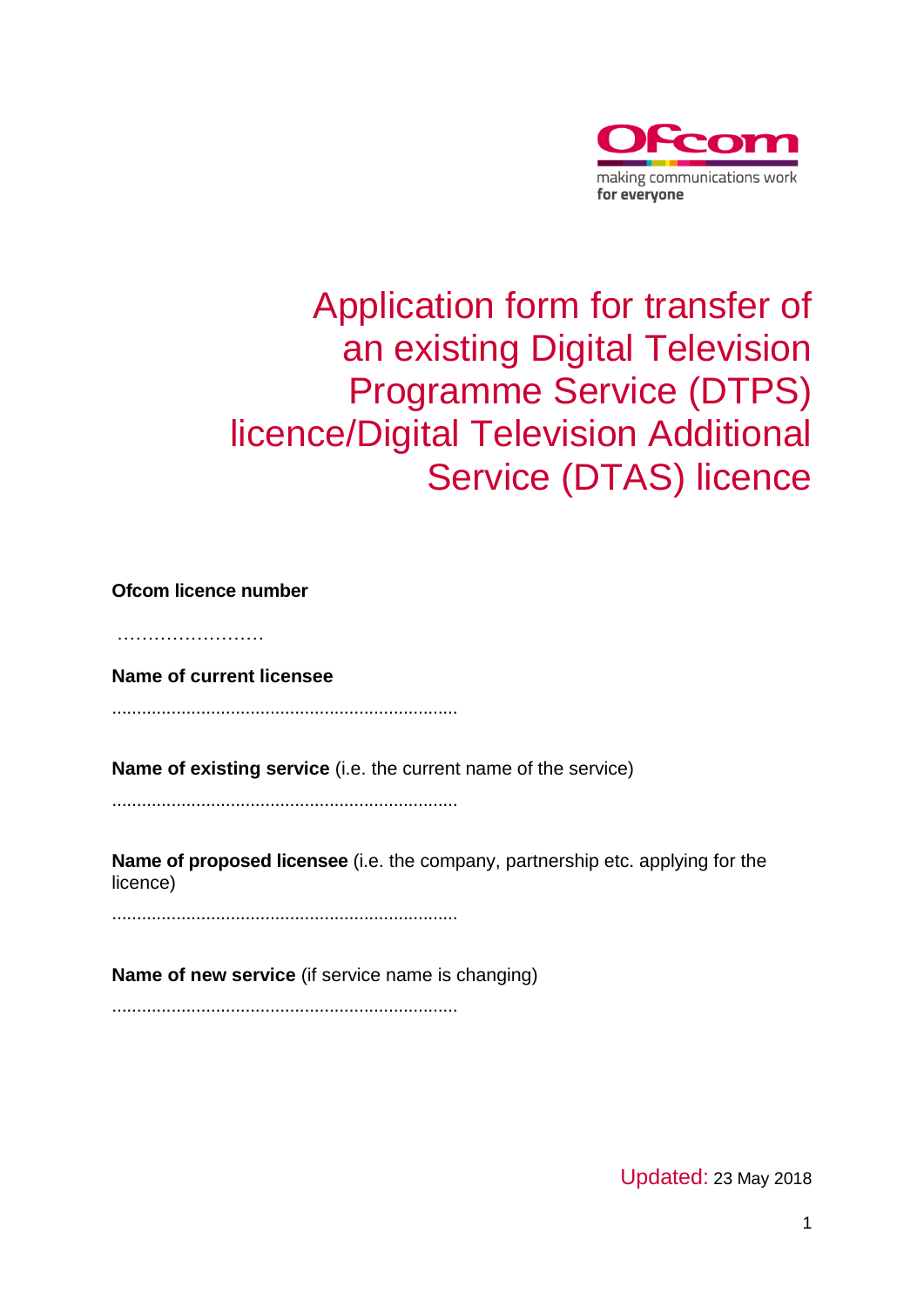Ofcom

making communications work
for everyone

# Application form for transfer of an existing Digital Television Programme Service (DTPS) licence/Digital Television Additional Service (DTAS) licence

**Ofcom licence number**

……………………

**Name of current licensee**

......................................................................

**Name of existing service** (i.e. the current name of the service)

......................................................................

**Name of proposed licensee** (i.e. the company, partnership etc. applying for the licence)

......................................................................

**Name of new service** (if service name is changing)

......................................................................

Updated: 23 May 2018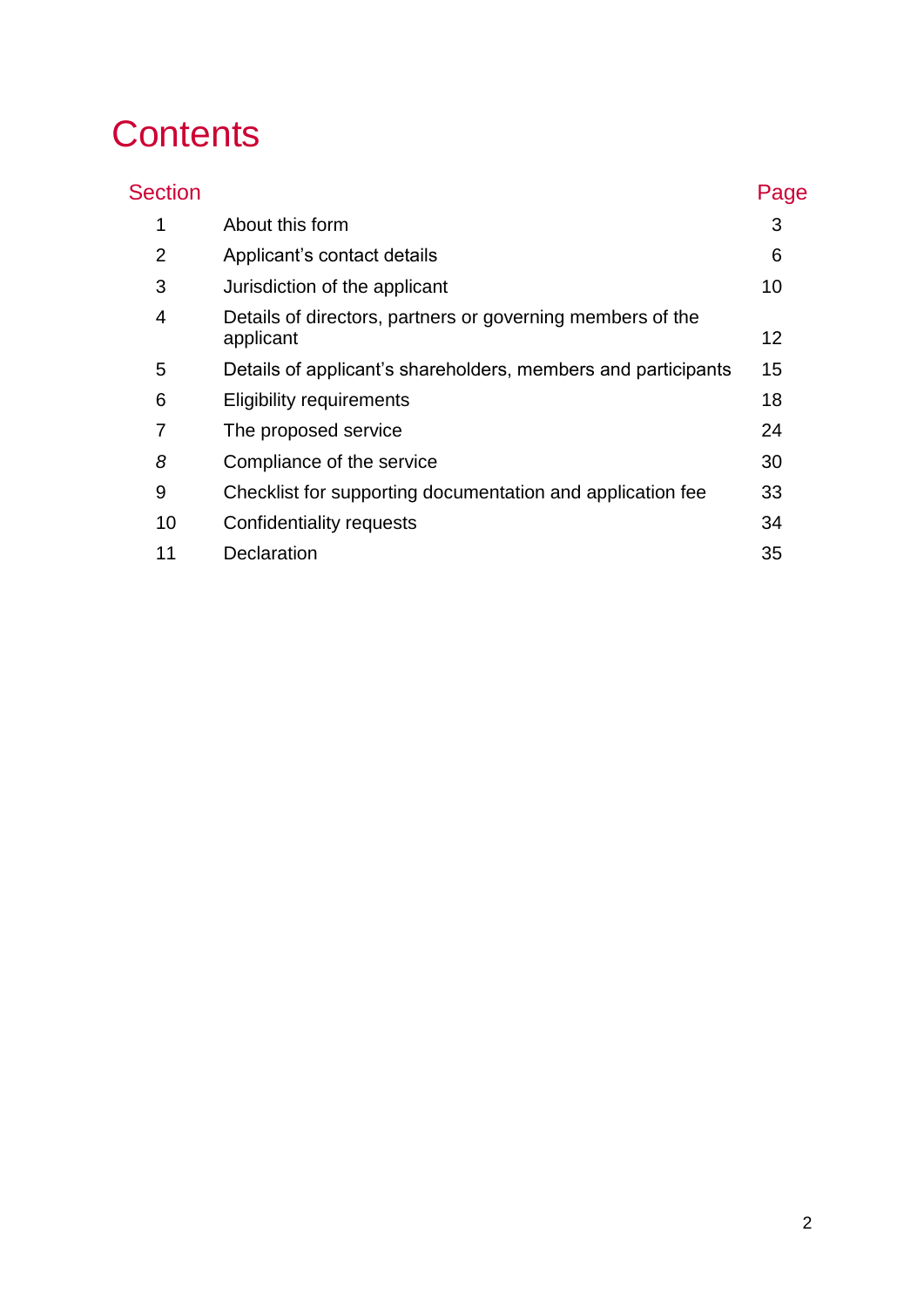# Contents

| Section | | Page |
|---|---|---|
| 1 | About this form | 3 |
| 2 | Applicant's contact details | 6 |
| 3 | Jurisdiction of the applicant | 10 |
| 4 | Details of directors, partners or governing members of the applicant | 12 |
| 5 | Details of applicant's shareholders, members and participants | 15 |
| 6 | Eligibility requirements | 18 |
| 7 | The proposed service | 24 |
| *8* | Compliance of the service | 30 |
| 9 | Checklist for supporting documentation and application fee | 33 |
| 10 | Confidentiality requests | 34 |
| 11 | Declaration | 35 |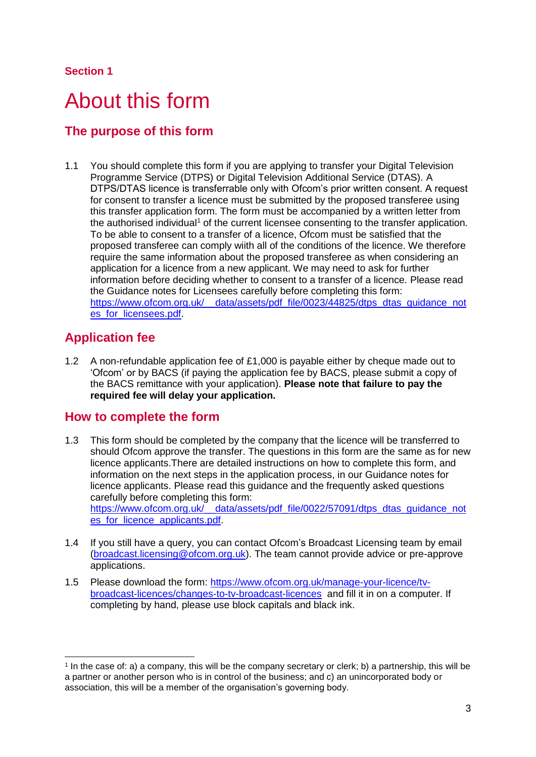Section 1

# About this form

## The purpose of this form

1.1 You should complete this form if you are applying to transfer your Digital Television Programme Service (DTPS) or Digital Television Additional Service (DTAS). A DTPS/DTAS licence is transferrable only with Ofcom's prior written consent. A request for consent to transfer a licence must be submitted by the proposed transferee using this transfer application form. The form must be accompanied by a written letter from the authorised individual[1] of the current licensee consenting to the transfer application. To be able to consent to a transfer of a licence, Ofcom must be satisfied that the proposed transferee can comply with all of the conditions of the licence. We therefore require the same information about the proposed transferee as when considering an application for a licence from a new applicant. We may need to ask for further information before deciding whether to consent to a transfer of a licence. Please read the Guidance notes for Licensees carefully before completing this form: https://www.ofcom.org.uk/__data/assets/pdf_file/0023/44825/dtps_dtas_guidance_notes_for_licensees.pdf.

## Application fee

1.2 A non-refundable application fee of £1,000 is payable either by cheque made out to 'Ofcom' or by BACS (if paying the application fee by BACS, please submit a copy of the BACS remittance with your application). **Please note that failure to pay the required fee will delay your application.**

## How to complete the form

1.3 This form should be completed by the company that the licence will be transferred to should Ofcom approve the transfer. The questions in this form are the same as for new licence applicants.There are detailed instructions on how to complete this form, and information on the next steps in the application process, in our Guidance notes for licence applicants. Please read this guidance and the frequently asked questions carefully before completing this form: https://www.ofcom.org.uk/__data/assets/pdf_file/0022/57091/dtps_dtas_guidance_notes_for_licence_applicants.pdf.

1.4 If you still have a query, you can contact Ofcom's Broadcast Licensing team by email (broadcast.licensing@ofcom.org.uk). The team cannot provide advice or pre-approve applications.

1.5 Please download the form: https://www.ofcom.org.uk/manage-your-licence/tv-broadcast-licences/changes-to-tv-broadcast-licences and fill it in on a computer. If completing by hand, please use block capitals and black ink.

---

[1] In the case of: a) a company, this will be the company secretary or clerk; b) a partnership, this will be a partner or another person who is in control of the business; and c) an unincorporated body or association, this will be a member of the organisation's governing body.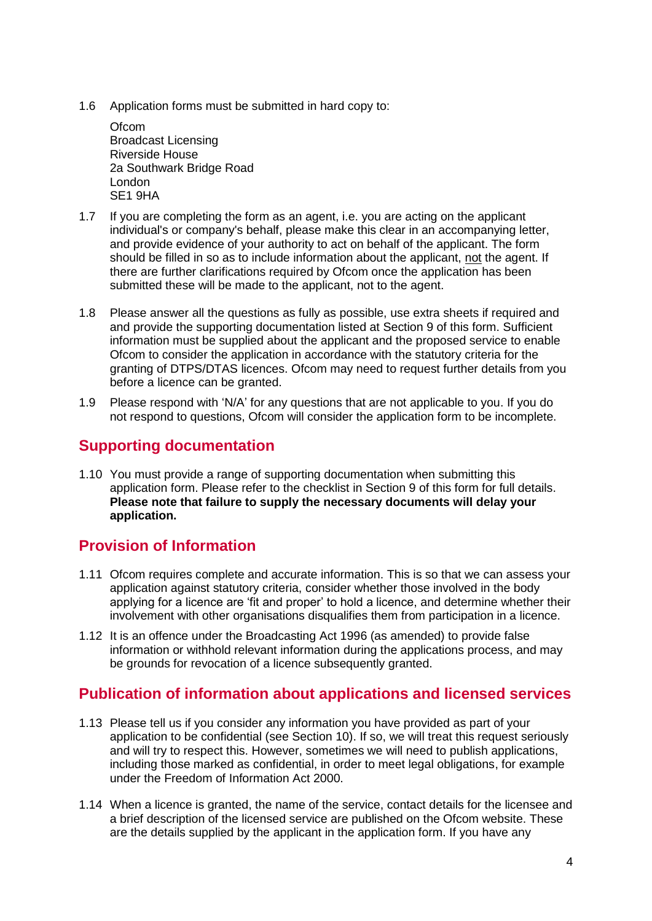1.6 Application forms must be submitted in hard copy to:

Ofcom
Broadcast Licensing
Riverside House
2a Southwark Bridge Road
London
SE1 9HA

1.7 If you are completing the form as an agent, i.e. you are acting on the applicant individual's or company's behalf, please make this clear in an accompanying letter, and provide evidence of your authority to act on behalf of the applicant. The form should be filled in so as to include information about the applicant, not the agent. If there are further clarifications required by Ofcom once the application has been submitted these will be made to the applicant, not to the agent.

1.8 Please answer all the questions as fully as possible, use extra sheets if required and and provide the supporting documentation listed at Section 9 of this form. Sufficient information must be supplied about the applicant and the proposed service to enable Ofcom to consider the application in accordance with the statutory criteria for the granting of DTPS/DTAS licences. Ofcom may need to request further details from you before a licence can be granted.

1.9 Please respond with 'N/A' for any questions that are not applicable to you. If you do not respond to questions, Ofcom will consider the application form to be incomplete.

## Supporting documentation

1.10 You must provide a range of supporting documentation when submitting this application form. Please refer to the checklist in Section 9 of this form for full details. **Please note that failure to supply the necessary documents will delay your application.**

## Provision of Information

1.11 Ofcom requires complete and accurate information. This is so that we can assess your application against statutory criteria, consider whether those involved in the body applying for a licence are 'fit and proper' to hold a licence, and determine whether their involvement with other organisations disqualifies them from participation in a licence.

1.12 It is an offence under the Broadcasting Act 1996 (as amended) to provide false information or withhold relevant information during the applications process, and may be grounds for revocation of a licence subsequently granted.

## Publication of information about applications and licensed services

1.13 Please tell us if you consider any information you have provided as part of your application to be confidential (see Section 10). If so, we will treat this request seriously and will try to respect this. However, sometimes we will need to publish applications, including those marked as confidential, in order to meet legal obligations, for example under the Freedom of Information Act 2000.

1.14 When a licence is granted, the name of the service, contact details for the licensee and a brief description of the licensed service are published on the Ofcom website. These are the details supplied by the applicant in the application form. If you have any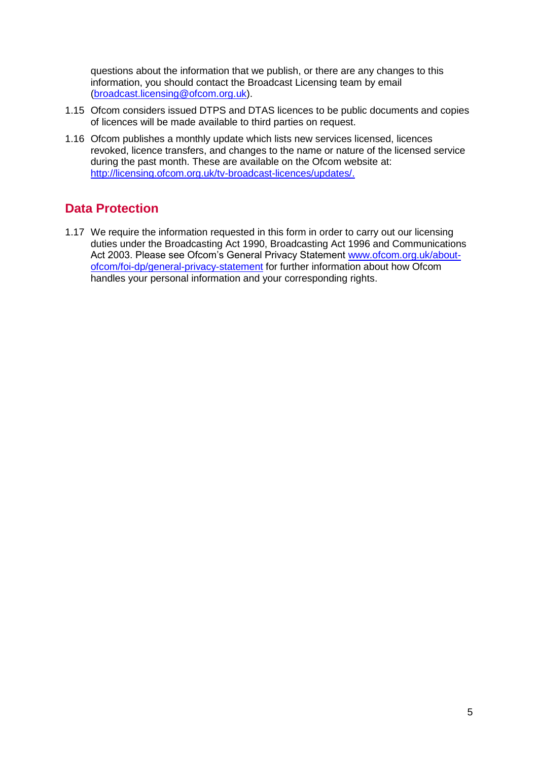questions about the information that we publish, or there are any changes to this information, you should contact the Broadcast Licensing team by email (broadcast.licensing@ofcom.org.uk).

1.15 Ofcom considers issued DTPS and DTAS licences to be public documents and copies of licences will be made available to third parties on request.

1.16 Ofcom publishes a monthly update which lists new services licensed, licences revoked, licence transfers, and changes to the name or nature of the licensed service during the past month. These are available on the Ofcom website at: http://licensing.ofcom.org.uk/tv-broadcast-licences/updates/.

## Data Protection

1.17 We require the information requested in this form in order to carry out our licensing duties under the Broadcasting Act 1990, Broadcasting Act 1996 and Communications Act 2003. Please see Ofcom's General Privacy Statement www.ofcom.org.uk/about-ofcom/foi-dp/general-privacy-statement for further information about how Ofcom handles your personal information and your corresponding rights.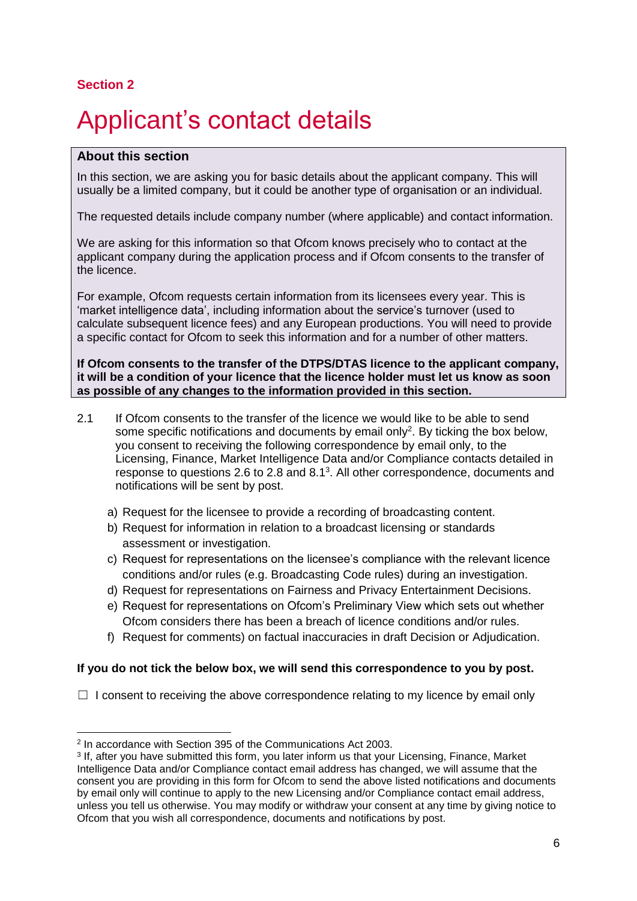**Section 2**

# Applicant's contact details

**About this section**

In this section, we are asking you for basic details about the applicant company. This will usually be a limited company, but it could be another type of organisation or an individual.

The requested details include company number (where applicable) and contact information.

We are asking for this information so that Ofcom knows precisely who to contact at the applicant company during the application process and if Ofcom consents to the transfer of the licence.

For example, Ofcom requests certain information from its licensees every year. This is 'market intelligence data', including information about the service's turnover (used to calculate subsequent licence fees) and any European productions. You will need to provide a specific contact for Ofcom to seek this information and for a number of other matters.

**If Ofcom consents to the transfer of the DTPS/DTAS licence to the applicant company, it will be a condition of your licence that the licence holder must let us know as soon as possible of any changes to the information provided in this section.**

2.1 If Ofcom consents to the transfer of the licence we would like to be able to send some specific notifications and documents by email only[2]. By ticking the box below, you consent to receiving the following correspondence by email only, to the Licensing, Finance, Market Intelligence Data and/or Compliance contacts detailed in response to questions 2.6 to 2.8 and 8.1[3]. All other correspondence, documents and notifications will be sent by post.

a) Request for the licensee to provide a recording of broadcasting content.
b) Request for information in relation to a broadcast licensing or standards assessment or investigation.
c) Request for representations on the licensee's compliance with the relevant licence conditions and/or rules (e.g. Broadcasting Code rules) during an investigation.
d) Request for representations on Fairness and Privacy Entertainment Decisions.
e) Request for representations on Ofcom's Preliminary View which sets out whether Ofcom considers there has been a breach of licence conditions and/or rules.
f) Request for comments) on factual inaccuracies in draft Decision or Adjudication.

**If you do not tick the below box, we will send this correspondence to you by post.**

☐ I consent to receiving the above correspondence relating to my licence by email only

---

[2] In accordance with Section 395 of the Communications Act 2003.

[3] If, after you have submitted this form, you later inform us that your Licensing, Finance, Market Intelligence Data and/or Compliance contact email address has changed, we will assume that the consent you are providing in this form for Ofcom to send the above listed notifications and documents by email only will continue to apply to the new Licensing and/or Compliance contact email address, unless you tell us otherwise. You may modify or withdraw your consent at any time by giving notice to Ofcom that you wish all correspondence, documents and notifications by post.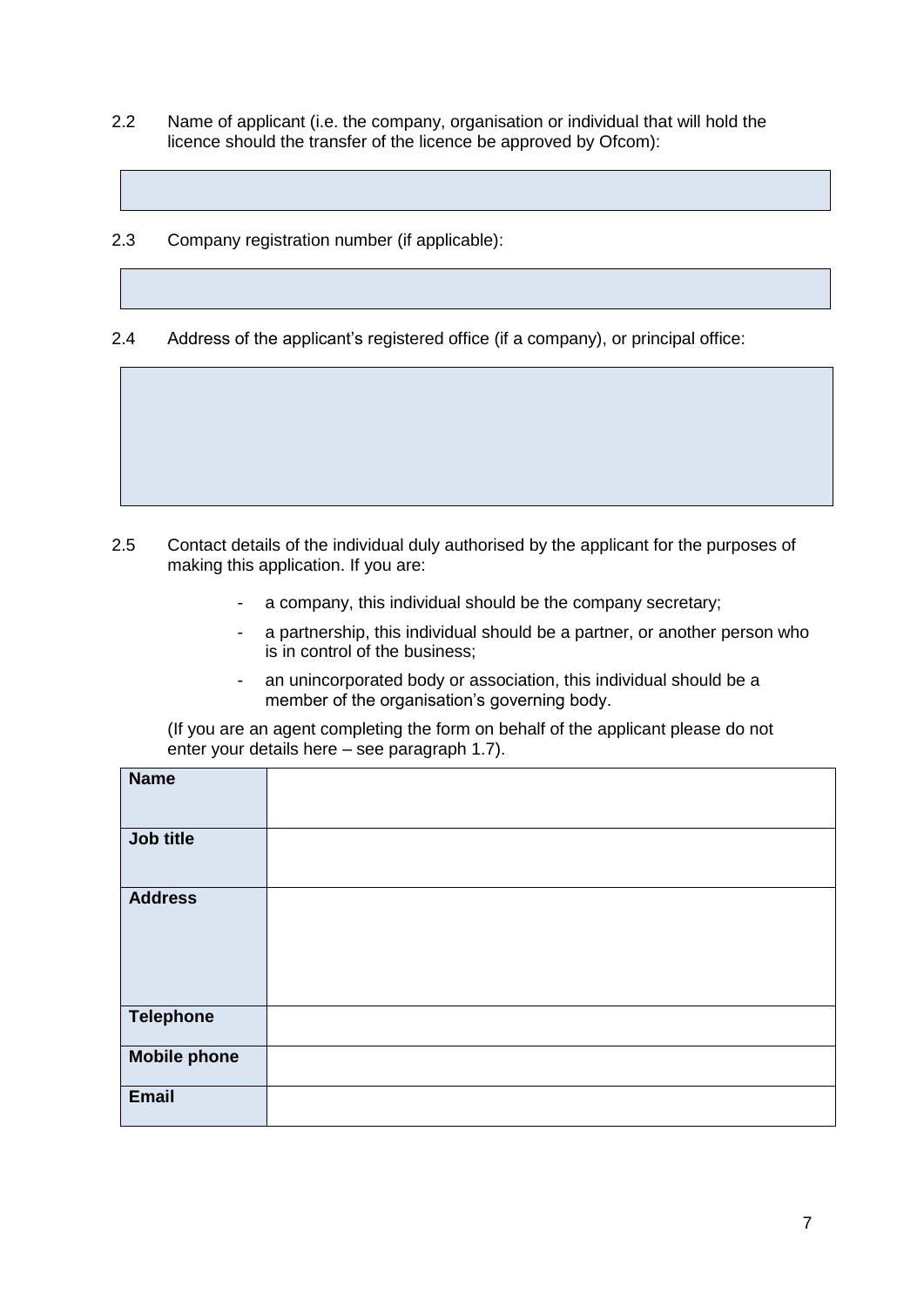2.2 Name of applicant (i.e. the company, organisation or individual that will hold the licence should the transfer of the licence be approved by Ofcom):

| |
|---|
| |

2.3 Company registration number (if applicable):

| |
|---|
| |

2.4 Address of the applicant's registered office (if a company), or principal office:

| |
|---|
| |

2.5 Contact details of the individual duly authorised by the applicant for the purposes of making this application. If you are:

- a company, this individual should be the company secretary;
- a partnership, this individual should be a partner, or another person who is in control of the business;
- an unincorporated body or association, this individual should be a member of the organisation's governing body.

(If you are an agent completing the form on behalf of the applicant please do not enter your details here – see paragraph 1.7).

| | |
|---|---|
| **Name** | |
| **Job title** | |
| **Address** | |
| **Telephone** | |
| **Mobile phone** | |
| **Email** | |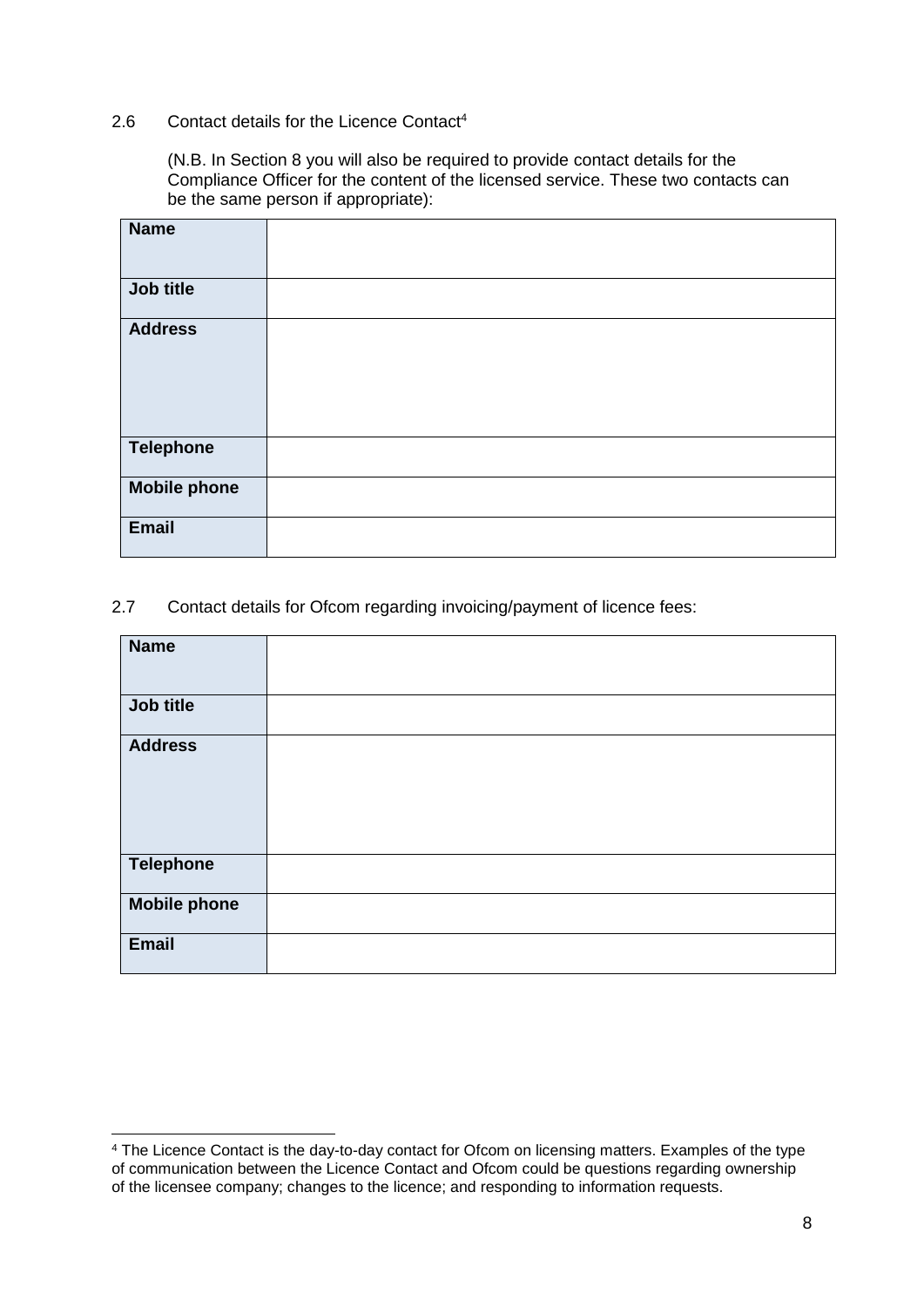2.6 Contact details for the Licence Contact[4]

(N.B. In Section 8 you will also be required to provide contact details for the Compliance Officer for the content of the licensed service. These two contacts can be the same person if appropriate):

| **Name** | |
|---|---|
| **Job title** | |
| **Address** | |
| **Telephone** | |
| **Mobile phone** | |
| **Email** | |

2.7 Contact details for Ofcom regarding invoicing/payment of licence fees:

| **Name** | |
|---|---|
| **Job title** | |
| **Address** | |
| **Telephone** | |
| **Mobile phone** | |
| **Email** | |

[4] The Licence Contact is the day-to-day contact for Ofcom on licensing matters. Examples of the type of communication between the Licence Contact and Ofcom could be questions regarding ownership of the licensee company; changes to the licence; and responding to information requests.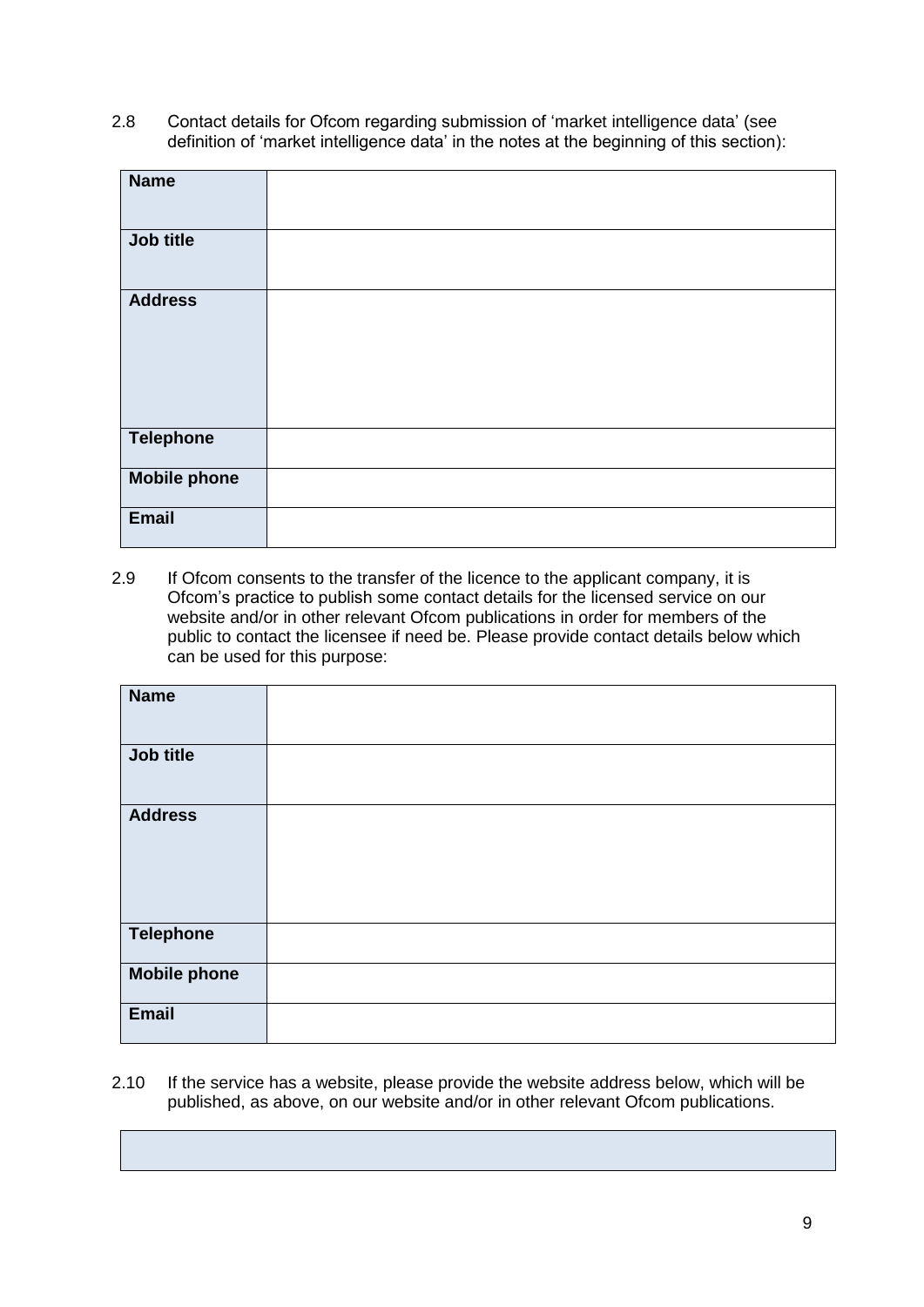2.8 Contact details for Ofcom regarding submission of 'market intelligence data' (see definition of 'market intelligence data' in the notes at the beginning of this section):

| | |
|---|---|
| **Name** | |
| **Job title** | |
| **Address** | |
| **Telephone** | |
| **Mobile phone** | |
| **Email** | |

2.9 If Ofcom consents to the transfer of the licence to the applicant company, it is Ofcom's practice to publish some contact details for the licensed service on our website and/or in other relevant Ofcom publications in order for members of the public to contact the licensee if need be. Please provide contact details below which can be used for this purpose:

| | |
|---|---|
| **Name** | |
| **Job title** | |
| **Address** | |
| **Telephone** | |
| **Mobile phone** | |
| **Email** | |

2.10 If the service has a website, please provide the website address below, which will be published, as above, on our website and/or in other relevant Ofcom publications.

| |
|---|
| |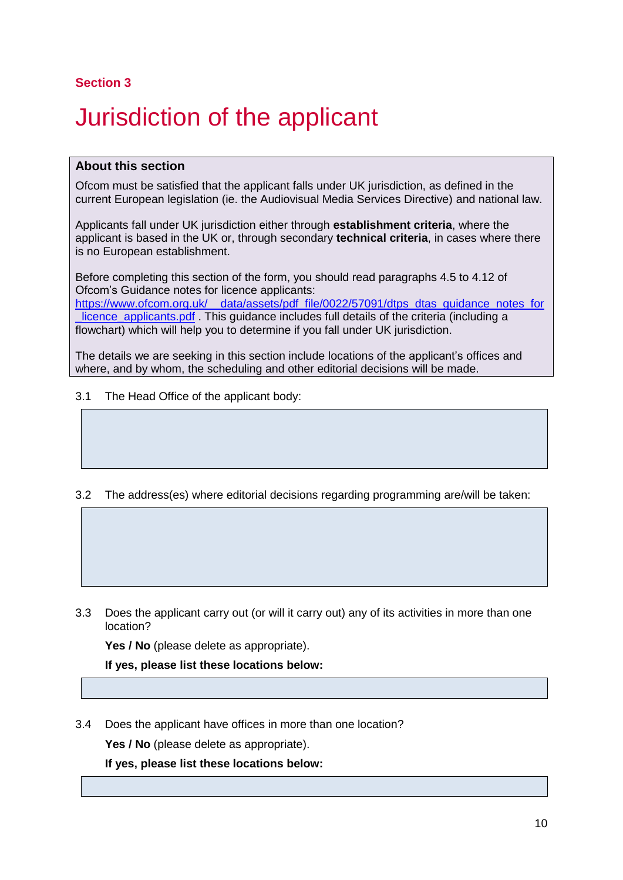**Section 3**

# Jurisdiction of the applicant

**About this section**

Ofcom must be satisfied that the applicant falls under UK jurisdiction, as defined in the current European legislation (ie. the Audiovisual Media Services Directive) and national law.

Applicants fall under UK jurisdiction either through **establishment criteria**, where the applicant is based in the UK or, through secondary **technical criteria**, in cases where there is no European establishment.

Before completing this section of the form, you should read paragraphs 4.5 to 4.12 of Ofcom's Guidance notes for licence applicants: https://www.ofcom.org.uk/__data/assets/pdf_file/0022/57091/dtps_dtas_guidance_notes_for_licence_applicants.pdf . This guidance includes full details of the criteria (including a flowchart) which will help you to determine if you fall under UK jurisdiction.

The details we are seeking in this section include locations of the applicant's offices and where, and by whom, the scheduling and other editorial decisions will be made.

3.1 The Head Office of the applicant body:

3.2 The address(es) where editorial decisions regarding programming are/will be taken:

3.3 Does the applicant carry out (or will it carry out) any of its activities in more than one location?

**Yes / No** (please delete as appropriate).

**If yes, please list these locations below:**

3.4 Does the applicant have offices in more than one location?

**Yes / No** (please delete as appropriate).

**If yes, please list these locations below:**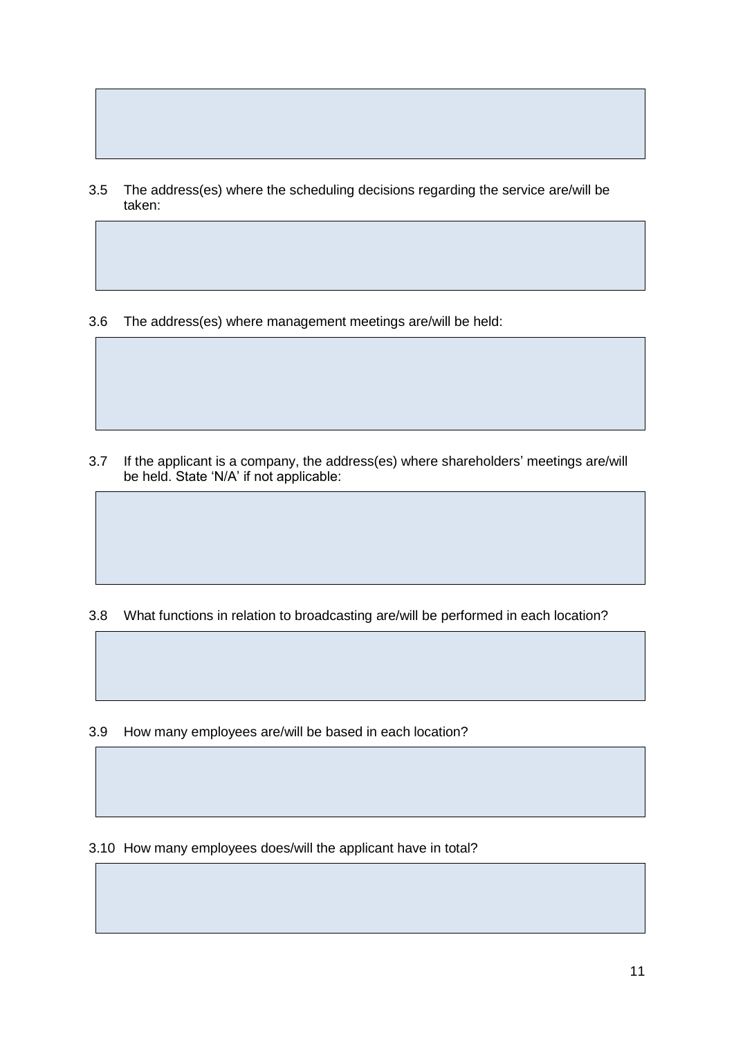3.5 The address(es) where the scheduling decisions regarding the service are/will be taken:

3.6 The address(es) where management meetings are/will be held:

3.7 If the applicant is a company, the address(es) where shareholders' meetings are/will be held. State 'N/A' if not applicable:

3.8 What functions in relation to broadcasting are/will be performed in each location?

3.9 How many employees are/will be based in each location?

3.10 How many employees does/will the applicant have in total?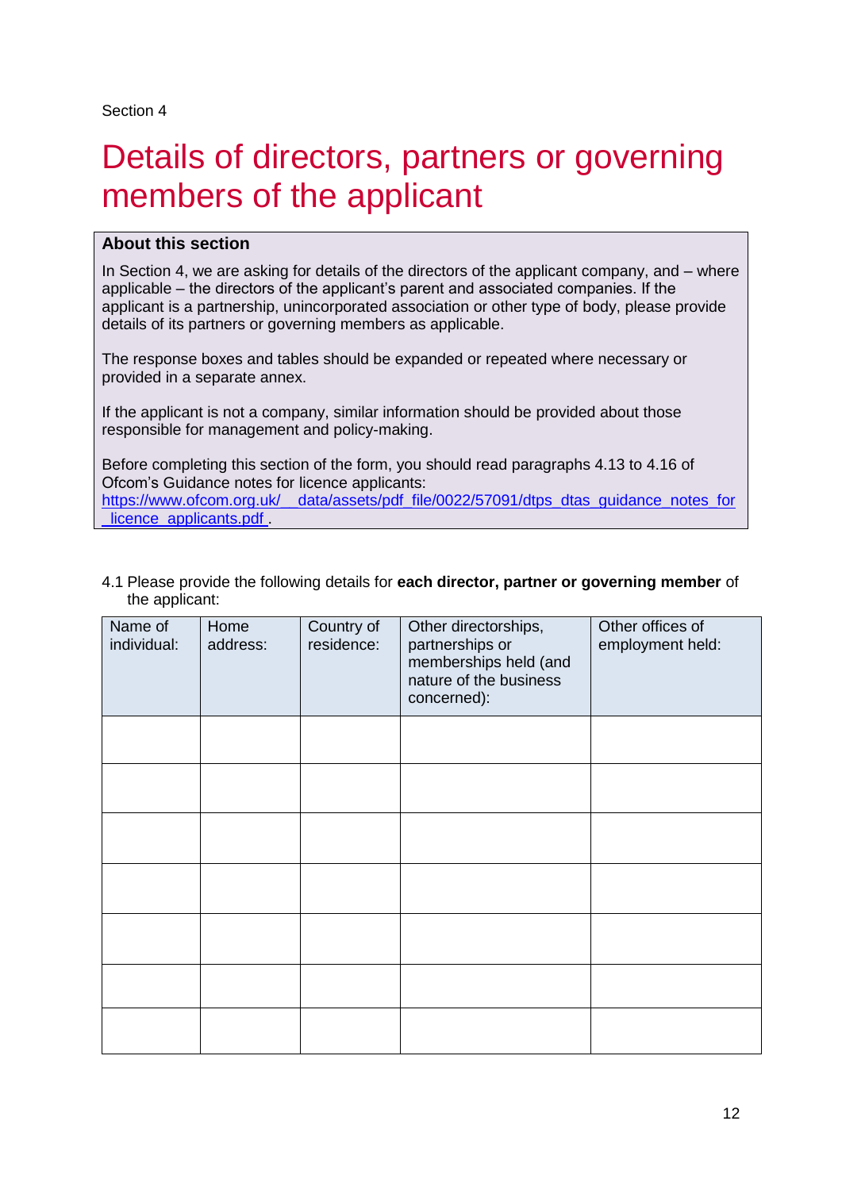Section 4

# Details of directors, partners or governing members of the applicant

**About this section**

In Section 4, we are asking for details of the directors of the applicant company, and – where applicable – the directors of the applicant's parent and associated companies. If the applicant is a partnership, unincorporated association or other type of body, please provide details of its partners or governing members as applicable.

The response boxes and tables should be expanded or repeated where necessary or provided in a separate annex.

If the applicant is not a company, similar information should be provided about those responsible for management and policy-making.

Before completing this section of the form, you should read paragraphs 4.13 to 4.16 of Ofcom's Guidance notes for licence applicants: https://www.ofcom.org.uk/__data/assets/pdf_file/0022/57091/dtps_dtas_guidance_notes_for_licence_applicants.pdf .

4.1 Please provide the following details for **each director, partner or governing member** of the applicant:

| Name of individual: | Home address: | Country of residence: | Other directorships, partnerships or memberships held (and nature of the business concerned): | Other offices of employment held: |
|---|---|---|---|---|
| | | | | |
| | | | | |
| | | | | |
| | | | | |
| | | | | |
| | | | | |
| | | | | |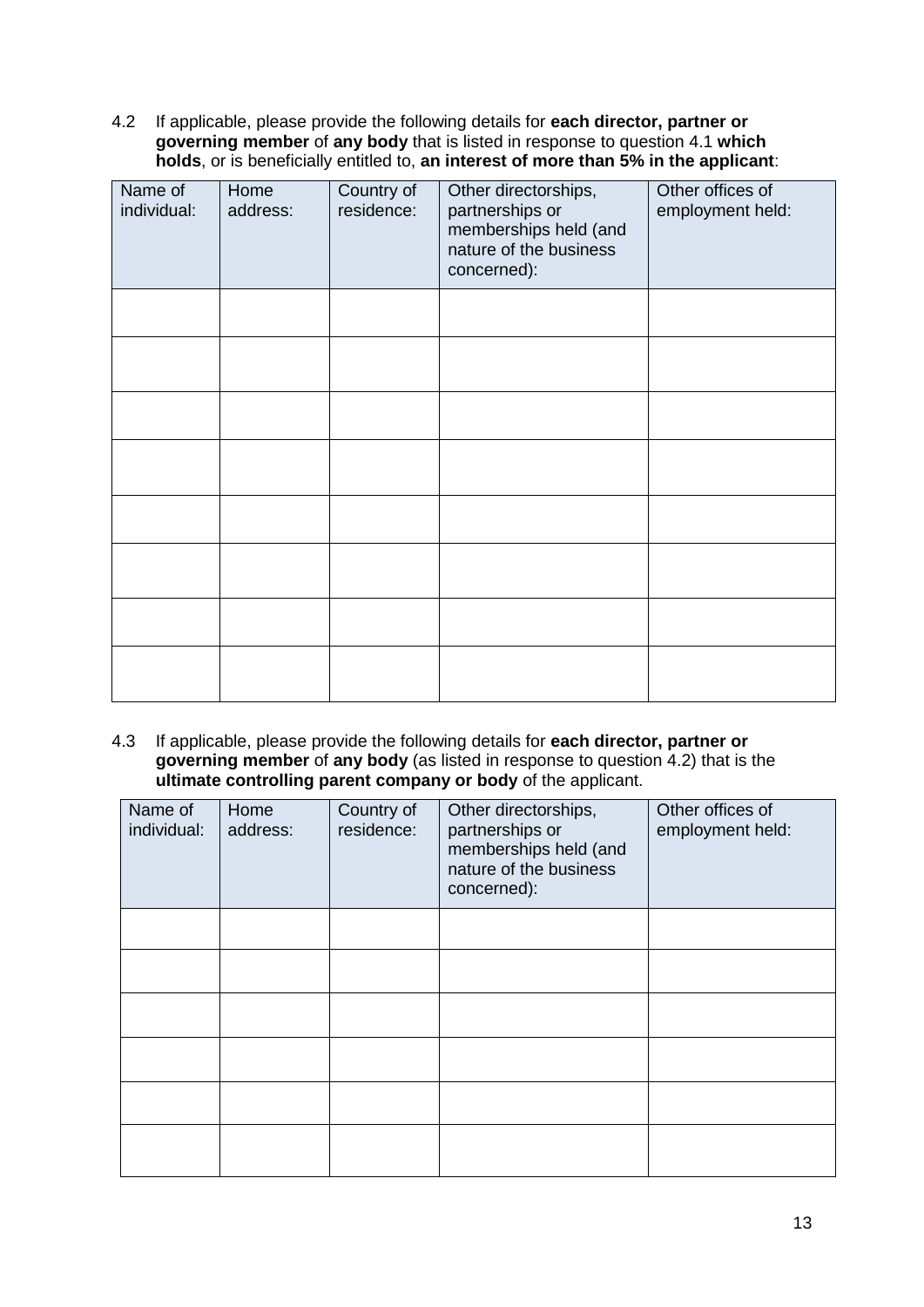4.2 If applicable, please provide the following details for **each director, partner or governing member** of **any body** that is listed in response to question 4.1 **which holds**, or is beneficially entitled to, **an interest of more than 5% in the applicant**:

| Name of individual: | Home address: | Country of residence: | Other directorships, partnerships or memberships held (and nature of the business concerned): | Other offices of employment held: |
|---|---|---|---|---|
| | | | | |
| | | | | |
| | | | | |
| | | | | |
| | | | | |
| | | | | |
| | | | | |
| | | | | |

4.3 If applicable, please provide the following details for **each director, partner or governing member** of **any body** (as listed in response to question 4.2) that is the **ultimate controlling parent company or body** of the applicant.

| Name of individual: | Home address: | Country of residence: | Other directorships, partnerships or memberships held (and nature of the business concerned): | Other offices of employment held: |
|---|---|---|---|---|
| | | | | |
| | | | | |
| | | | | |
| | | | | |
| | | | | |
| | | | | |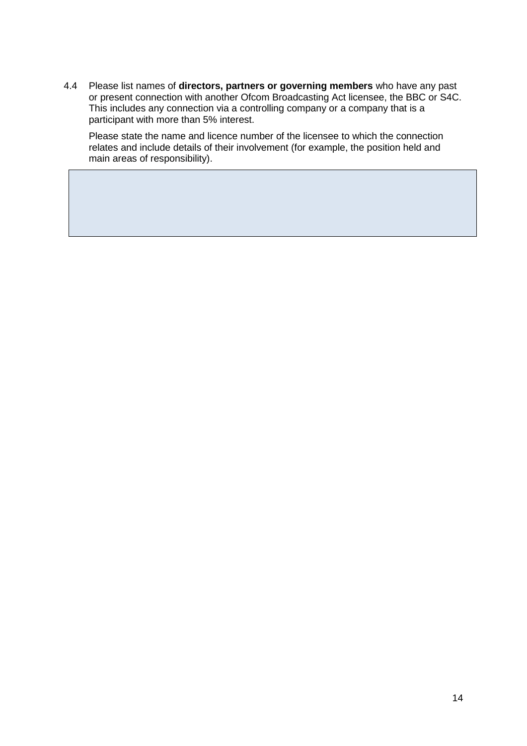4.4 Please list names of **directors, partners or governing members** who have any past or present connection with another Ofcom Broadcasting Act licensee, the BBC or S4C. This includes any connection via a controlling company or a company that is a participant with more than 5% interest.

Please state the name and licence number of the licensee to which the connection relates and include details of their involvement (for example, the position held and main areas of responsibility).

| |
|---|
| |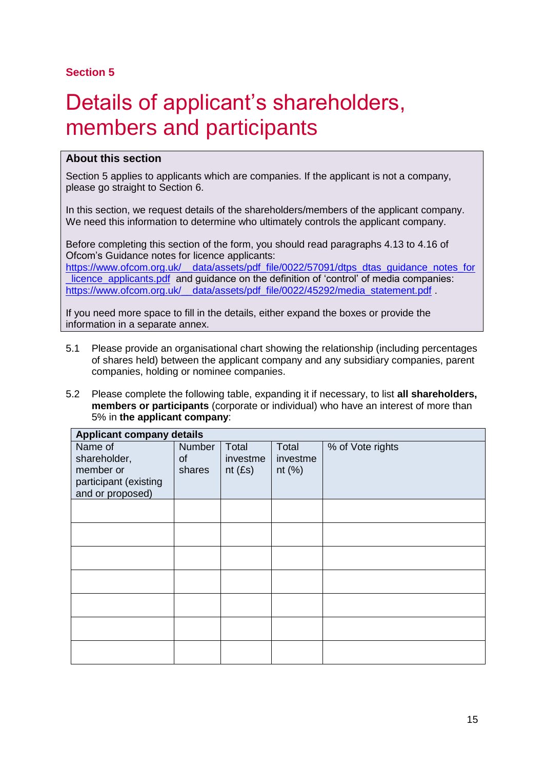**Section 5**

# Details of applicant's shareholders, members and participants

> **About this section**
>
> Section 5 applies to applicants which are companies. If the applicant is not a company, please go straight to Section 6.
>
> In this section, we request details of the shareholders/members of the applicant company. We need this information to determine who ultimately controls the applicant company.
>
> Before completing this section of the form, you should read paragraphs 4.13 to 4.16 of Ofcom's Guidance notes for licence applicants: https://www.ofcom.org.uk/__data/assets/pdf_file/0022/57091/dtps_dtas_guidance_notes_for_licence_applicants.pdf and guidance on the definition of 'control' of media companies: https://www.ofcom.org.uk/__data/assets/pdf_file/0022/45292/media_statement.pdf .
>
> If you need more space to fill in the details, either expand the boxes or provide the information in a separate annex.

5.1 Please provide an organisational chart showing the relationship (including percentages of shares held) between the applicant company and any subsidiary companies, parent companies, holding or nominee companies.

5.2 Please complete the following table, expanding it if necessary, to list **all shareholders, members or participants** (corporate or individual) who have an interest of more than 5% in **the applicant company**:

| **Applicant company details** | | | | |
|---|---|---|---|---|
| Name of shareholder, member or participant (existing and or proposed) | Number of shares | Total investment (£s) | Total investment (%) | % of Vote rights |
| | | | | |
| | | | | |
| | | | | |
| | | | | |
| | | | | |
| | | | | |
| | | | | |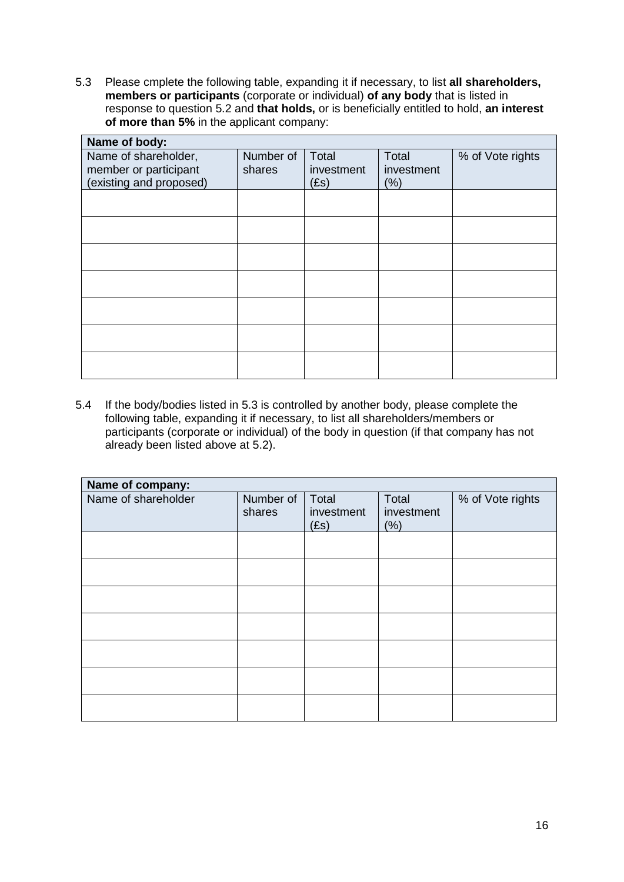5.3 Please cmplete the following table, expanding it if necessary, to list **all shareholders, members or participants** (corporate or individual) **of any body** that is listed in response to question 5.2 and **that holds,** or is beneficially entitled to hold, **an interest of more than 5%** in the applicant company:

| **Name of body:** | | | | |
|---|---|---|---|---|
| Name of shareholder, member or participant (existing and proposed) | Number of shares | Total investment (£s) | Total investment (%) | % of Vote rights |
| | | | | |
| | | | | |
| | | | | |
| | | | | |
| | | | | |
| | | | | |
| | | | | |

5.4 If the body/bodies listed in 5.3 is controlled by another body, please complete the following table, expanding it if necessary, to list all shareholders/members or participants (corporate or individual) of the body in question (if that company has not already been listed above at 5.2).

| **Name of company:** | | | | |
|---|---|---|---|---|
| Name of shareholder | Number of shares | Total investment (£s) | Total investment (%) | % of Vote rights |
| | | | | |
| | | | | |
| | | | | |
| | | | | |
| | | | | |
| | | | | |
| | | | | |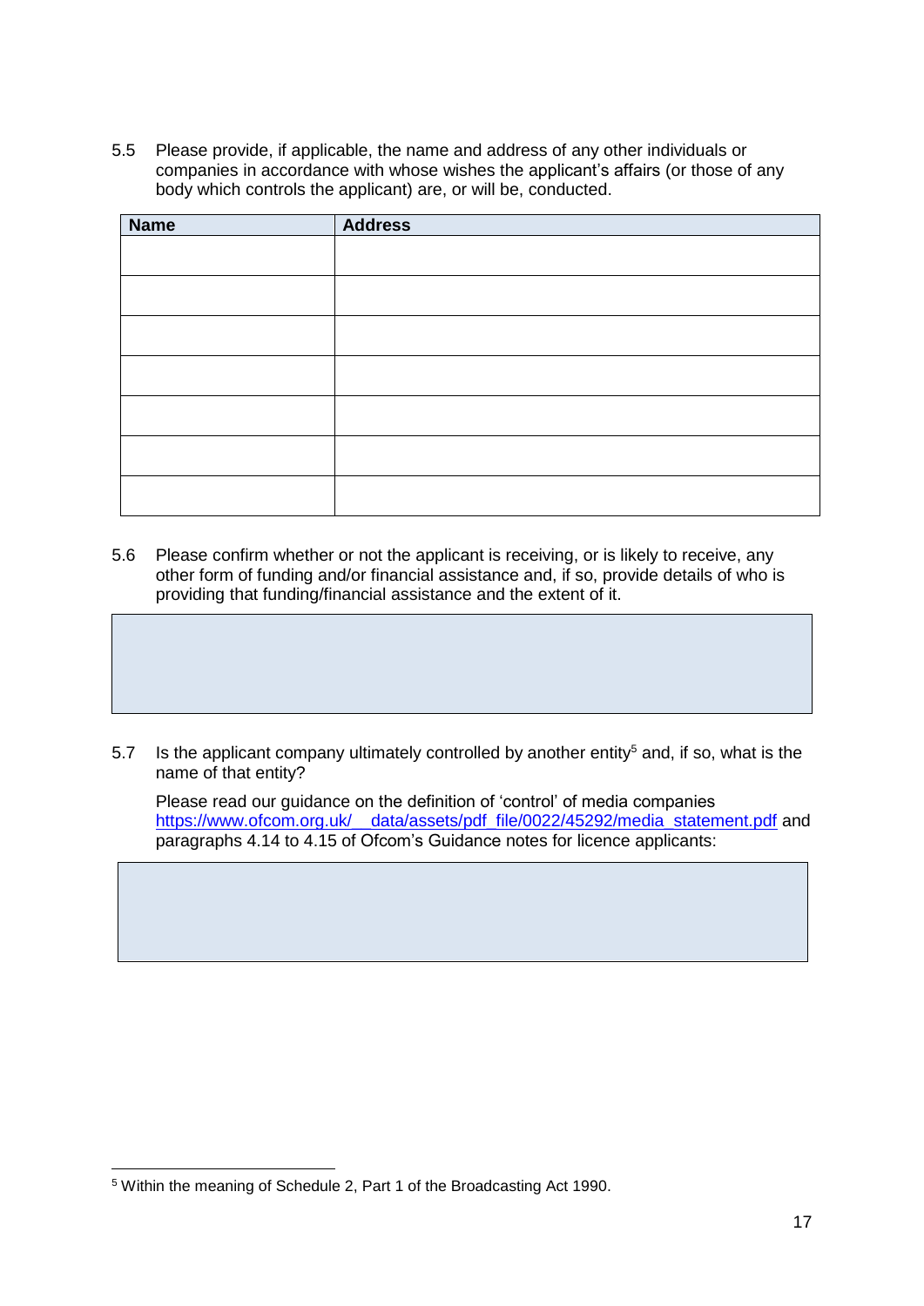5.5 Please provide, if applicable, the name and address of any other individuals or companies in accordance with whose wishes the applicant's affairs (or those of any body which controls the applicant) are, or will be, conducted.

| Name | Address |
| --- | --- |
| | |
| | |
| | |
| | |
| | |
| | |
| | |

5.6 Please confirm whether or not the applicant is receiving, or is likely to receive, any other form of funding and/or financial assistance and, if so, provide details of who is providing that funding/financial assistance and the extent of it.

| |
| --- |
| |

5.7 Is the applicant company ultimately controlled by another entity[5] and, if so, what is the name of that entity?

Please read our guidance on the definition of 'control' of media companies https://www.ofcom.org.uk/__data/assets/pdf_file/0022/45292/media_statement.pdf and paragraphs 4.14 to 4.15 of Ofcom's Guidance notes for licence applicants:

| |
| --- |
| |

[5] Within the meaning of Schedule 2, Part 1 of the Broadcasting Act 1990.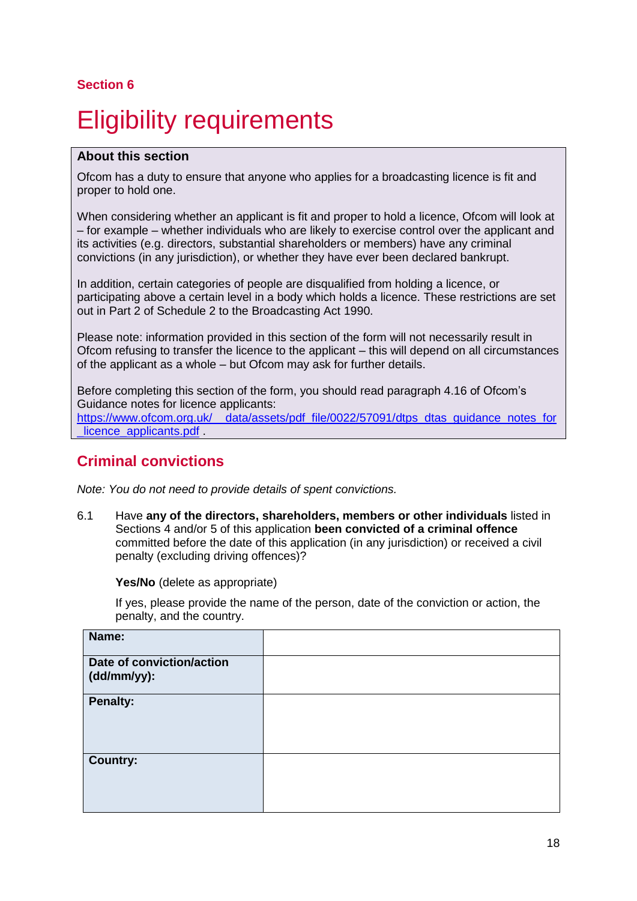**Section 6**

# Eligibility requirements

**About this section**

Ofcom has a duty to ensure that anyone who applies for a broadcasting licence is fit and proper to hold one.

When considering whether an applicant is fit and proper to hold a licence, Ofcom will look at – for example – whether individuals who are likely to exercise control over the applicant and its activities (e.g. directors, substantial shareholders or members) have any criminal convictions (in any jurisdiction), or whether they have ever been declared bankrupt.

In addition, certain categories of people are disqualified from holding a licence, or participating above a certain level in a body which holds a licence. These restrictions are set out in Part 2 of Schedule 2 to the Broadcasting Act 1990.

Please note: information provided in this section of the form will not necessarily result in Ofcom refusing to transfer the licence to the applicant – this will depend on all circumstances of the applicant as a whole – but Ofcom may ask for further details.

Before completing this section of the form, you should read paragraph 4.16 of Ofcom's Guidance notes for licence applicants: https://www.ofcom.org.uk/__data/assets/pdf_file/0022/57091/dtps_dtas_guidance_notes_for_licence_applicants.pdf .

## Criminal convictions

*Note: You do not need to provide details of spent convictions.*

6.1 Have **any of the directors, shareholders, members or other individuals** listed in Sections 4 and/or 5 of this application **been convicted of a criminal offence** committed before the date of this application (in any jurisdiction) or received a civil penalty (excluding driving offences)?

**Yes/No** (delete as appropriate)

If yes, please provide the name of the person, date of the conviction or action, the penalty, and the country.

| **Name:** | |
|---|---|
| **Date of conviction/action (dd/mm/yy):** | |
| **Penalty:** | |
| **Country:** | |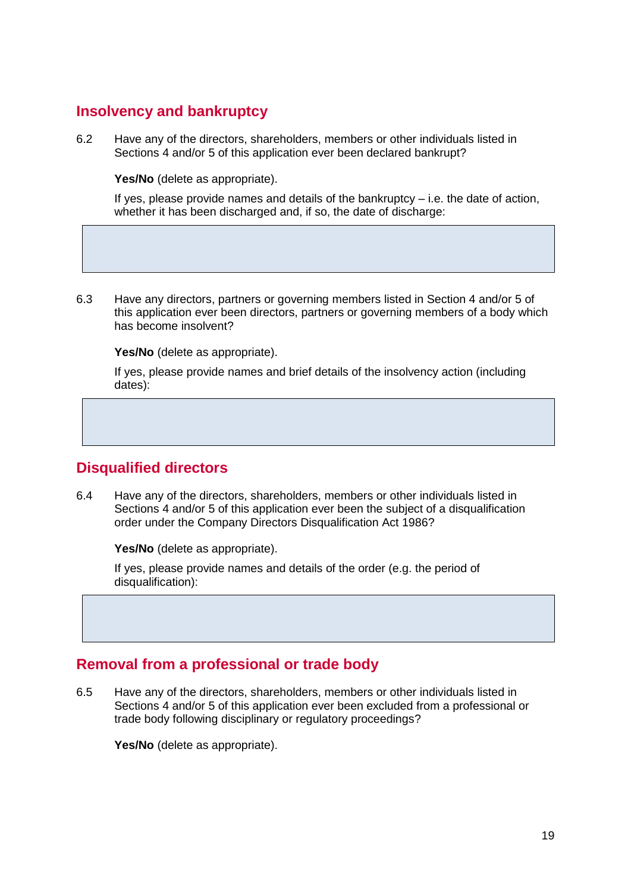## Insolvency and bankruptcy

6.2 Have any of the directors, shareholders, members or other individuals listed in Sections 4 and/or 5 of this application ever been declared bankrupt?

**Yes/No** (delete as appropriate).

If yes, please provide names and details of the bankruptcy – i.e. the date of action, whether it has been discharged and, if so, the date of discharge:

| |
|---|
| |

6.3 Have any directors, partners or governing members listed in Section 4 and/or 5 of this application ever been directors, partners or governing members of a body which has become insolvent?

**Yes/No** (delete as appropriate).

If yes, please provide names and brief details of the insolvency action (including dates):

| |
|---|
| |

## Disqualified directors

6.4 Have any of the directors, shareholders, members or other individuals listed in Sections 4 and/or 5 of this application ever been the subject of a disqualification order under the Company Directors Disqualification Act 1986?

**Yes/No** (delete as appropriate).

If yes, please provide names and details of the order (e.g. the period of disqualification):

| |
|---|
| |

## Removal from a professional or trade body

6.5 Have any of the directors, shareholders, members or other individuals listed in Sections 4 and/or 5 of this application ever been excluded from a professional or trade body following disciplinary or regulatory proceedings?

**Yes/No** (delete as appropriate).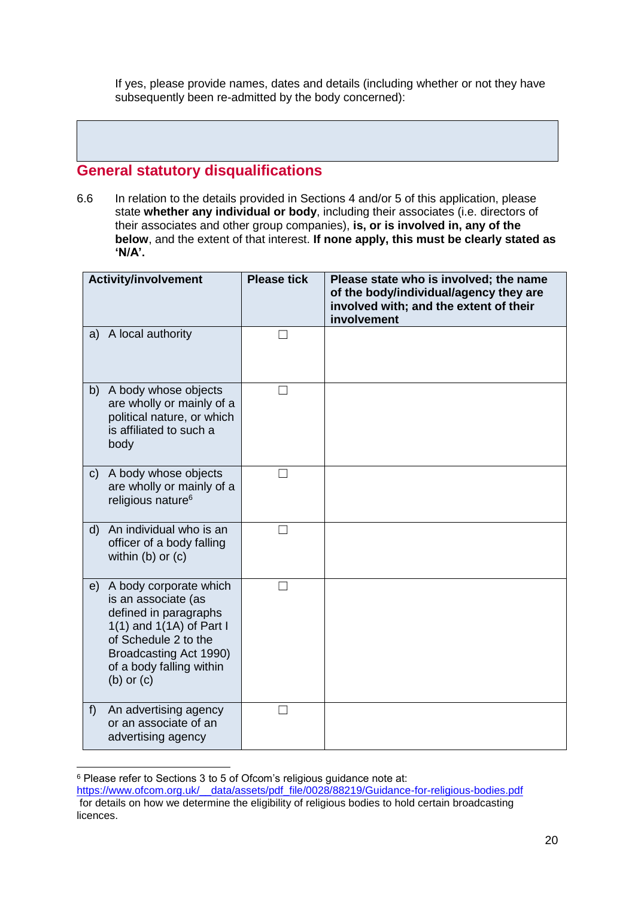If yes, please provide names, dates and details (including whether or not they have subsequently been re-admitted by the body concerned):

| |
|---|
| |

## General statutory disqualifications

6.6 In relation to the details provided in Sections 4 and/or 5 of this application, please state **whether any individual or body**, including their associates (i.e. directors of their associates and other group companies), **is, or is involved in, any of the below**, and the extent of that interest. **If none apply, this must be clearly stated as 'N/A'.**

| Activity/involvement | Please tick | Please state who is involved; the name of the body/individual/agency they are involved with; and the extent of their involvement |
|---|---|---|
| a) A local authority | ☐ | |
| b) A body whose objects are wholly or mainly of a political nature, or which is affiliated to such a body | ☐ | |
| c) A body whose objects are wholly or mainly of a religious nature[6] | ☐ | |
| d) An individual who is an officer of a body falling within (b) or (c) | ☐ | |
| e) A body corporate which is an associate (as defined in paragraphs 1(1) and 1(1A) of Part I of Schedule 2 to the Broadcasting Act 1990) of a body falling within (b) or (c) | ☐ | |
| f) An advertising agency or an associate of an advertising agency | ☐ | |

[6] Please refer to Sections 3 to 5 of Ofcom's religious guidance note at: https://www.ofcom.org.uk/__data/assets/pdf_file/0028/88219/Guidance-for-religious-bodies.pdf for details on how we determine the eligibility of religious bodies to hold certain broadcasting licences.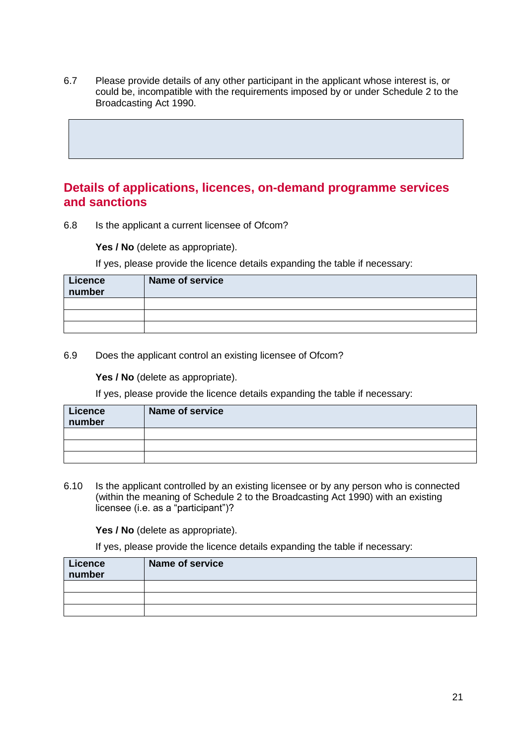6.7 Please provide details of any other participant in the applicant whose interest is, or could be, incompatible with the requirements imposed by or under Schedule 2 to the Broadcasting Act 1990.

|   |
|---|
|   |

## Details of applications, licences, on-demand programme services and sanctions

6.8 Is the applicant a current licensee of Ofcom?

**Yes / No** (delete as appropriate).

If yes, please provide the licence details expanding the table if necessary:

| Licence number | Name of service |
|---|---|
|  |  |
|  |  |
|  |  |

6.9 Does the applicant control an existing licensee of Ofcom?

**Yes / No** (delete as appropriate).

If yes, please provide the licence details expanding the table if necessary:

| Licence number | Name of service |
|---|---|
|  |  |
|  |  |
|  |  |

6.10 Is the applicant controlled by an existing licensee or by any person who is connected (within the meaning of Schedule 2 to the Broadcasting Act 1990) with an existing licensee (i.e. as a "participant")?

**Yes / No** (delete as appropriate).

If yes, please provide the licence details expanding the table if necessary:

| Licence number | Name of service |
|---|---|
|  |  |
|  |  |
|  |  |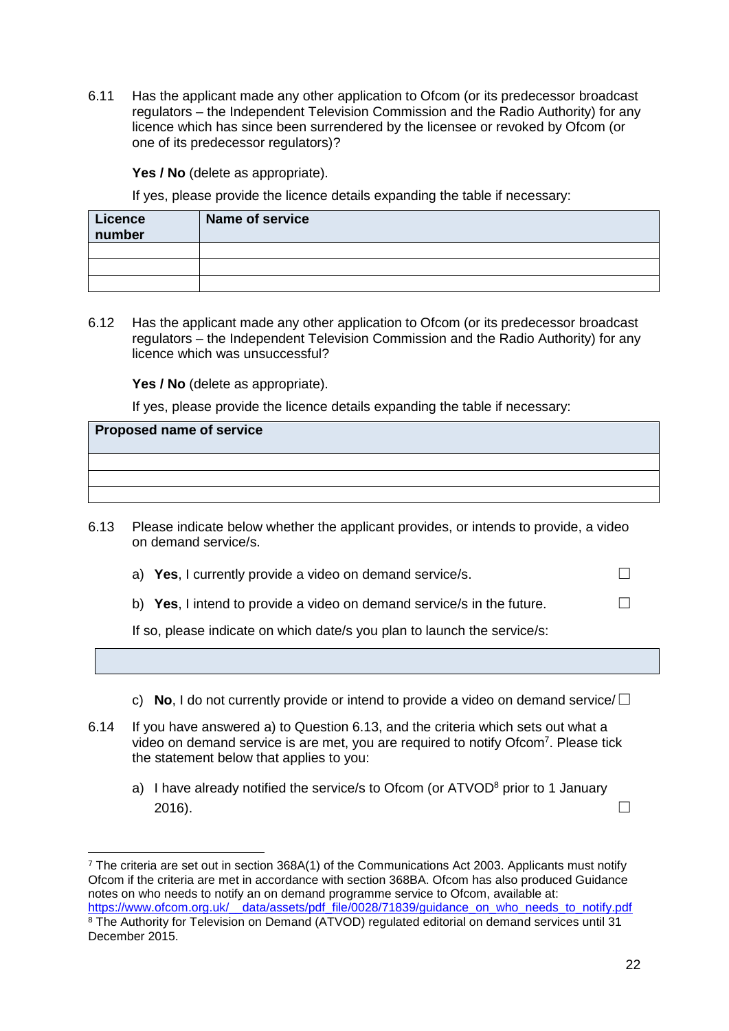6.11 Has the applicant made any other application to Ofcom (or its predecessor broadcast regulators – the Independent Television Commission and the Radio Authority) for any licence which has since been surrendered by the licensee or revoked by Ofcom (or one of its predecessor regulators)?

**Yes / No** (delete as appropriate).

If yes, please provide the licence details expanding the table if necessary:

| Licence number | Name of service |
|---|---|
| | |
| | |
| | |

6.12 Has the applicant made any other application to Ofcom (or its predecessor broadcast regulators – the Independent Television Commission and the Radio Authority) for any licence which was unsuccessful?

**Yes / No** (delete as appropriate).

If yes, please provide the licence details expanding the table if necessary:

| Proposed name of service |
|---|
| |
| |
| |

6.13 Please indicate below whether the applicant provides, or intends to provide, a video on demand service/s.

a) **Yes**, I currently provide a video on demand service/s. ☐

b) **Yes**, I intend to provide a video on demand service/s in the future. ☐

If so, please indicate on which date/s you plan to launch the service/s:

| |
|---|

c) **No**, I do not currently provide or intend to provide a video on demand service/ ☐

6.14 If you have answered a) to Question 6.13, and the criteria which sets out what a video on demand service is are met, you are required to notify Ofcom[7]. Please tick the statement below that applies to you:

a) I have already notified the service/s to Ofcom (or ATVOD[8] prior to 1 January 2016). ☐

---

[7] The criteria are set out in section 368A(1) of the Communications Act 2003. Applicants must notify Ofcom if the criteria are met in accordance with section 368BA. Ofcom has also produced Guidance notes on who needs to notify an on demand programme service to Ofcom, available at: https://www.ofcom.org.uk/__data/assets/pdf_file/0028/71839/guidance_on_who_needs_to_notify.pdf

[8] The Authority for Television on Demand (ATVOD) regulated editorial on demand services until 31 December 2015.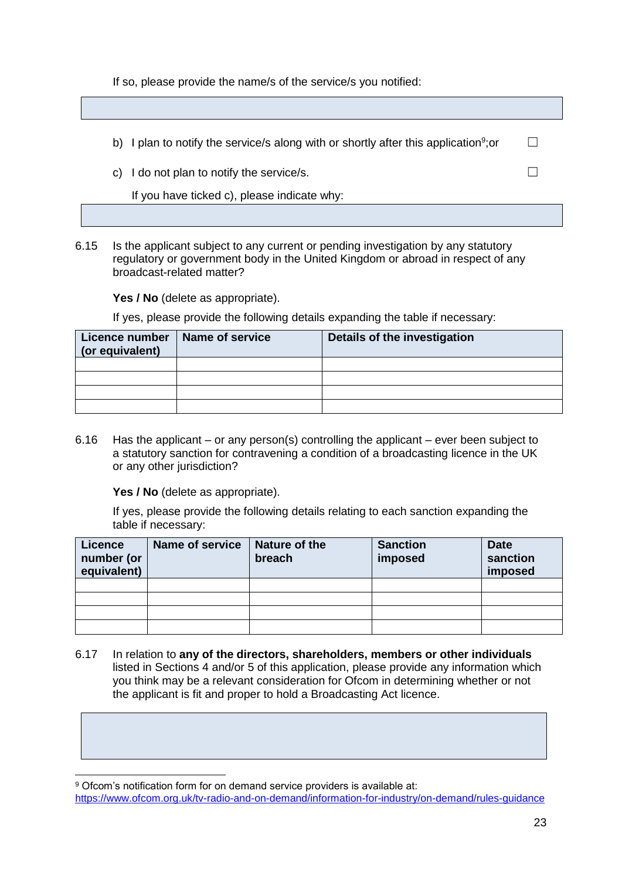If so, please provide the name/s of the service/s you notified:

|  |
|---|
|  |

b) I plan to notify the service/s along with or shortly after this application[9]; or ☐

c) I do not plan to notify the service/s. ☐

If you have ticked c), please indicate why:

|  |
|---|
|  |

6.15 Is the applicant subject to any current or pending investigation by any statutory regulatory or government body in the United Kingdom or abroad in respect of any broadcast-related matter?

**Yes / No** (delete as appropriate).

If yes, please provide the following details expanding the table if necessary:

| Licence number (or equivalent) | Name of service | Details of the investigation |
|---|---|---|
|  |  |  |
|  |  |  |
|  |  |  |
|  |  |  |

6.16 Has the applicant – or any person(s) controlling the applicant – ever been subject to a statutory sanction for contravening a condition of a broadcasting licence in the UK or any other jurisdiction?

**Yes / No** (delete as appropriate).

If yes, please provide the following details relating to each sanction expanding the table if necessary:

| Licence number (or equivalent) | Name of service | Nature of the breach | Sanction imposed | Date sanction imposed |
|---|---|---|---|---|
|  |  |  |  |  |
|  |  |  |  |  |
|  |  |  |  |  |
|  |  |  |  |  |

6.17 In relation to **any of the directors, shareholders, members or other individuals** listed in Sections 4 and/or 5 of this application, please provide any information which you think may be a relevant consideration for Ofcom in determining whether or not the applicant is fit and proper to hold a Broadcasting Act licence.

|  |
|---|
|  |

[9] Ofcom's notification form for on demand service providers is available at: https://www.ofcom.org.uk/tv-radio-and-on-demand/information-for-industry/on-demand/rules-guidance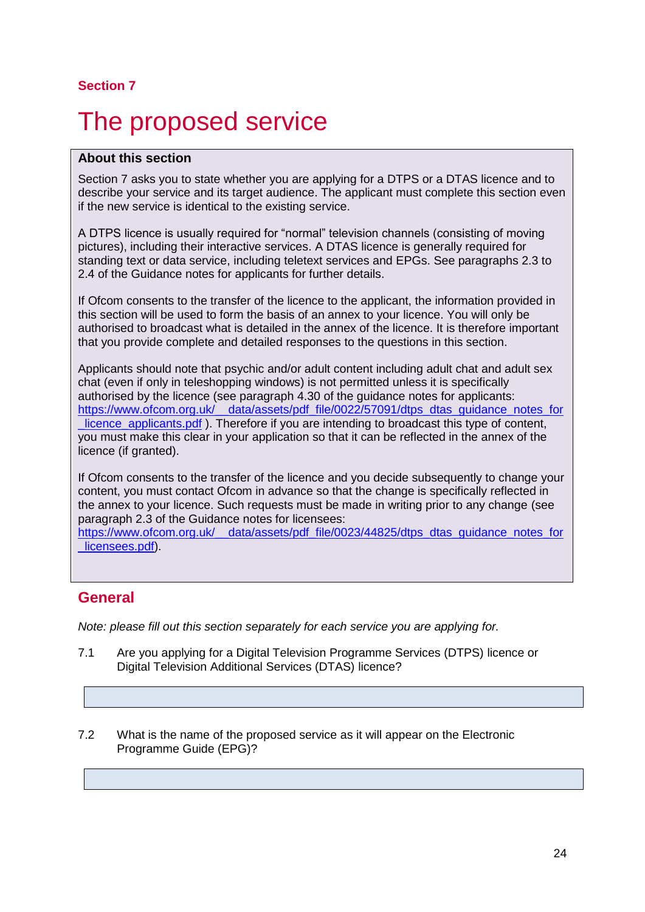Section 7

# The proposed service

**About this section**

Section 7 asks you to state whether you are applying for a DTPS or a DTAS licence and to describe your service and its target audience. The applicant must complete this section even if the new service is identical to the existing service.

A DTPS licence is usually required for “normal” television channels (consisting of moving pictures), including their interactive services. A DTAS licence is generally required for standing text or data service, including teletext services and EPGs. See paragraphs 2.3 to 2.4 of the Guidance notes for applicants for further details.

If Ofcom consents to the transfer of the licence to the applicant, the information provided in this section will be used to form the basis of an annex to your licence. You will only be authorised to broadcast what is detailed in the annex of the licence. It is therefore important that you provide complete and detailed responses to the questions in this section.

Applicants should note that psychic and/or adult content including adult chat and adult sex chat (even if only in teleshopping windows) is not permitted unless it is specifically authorised by the licence (see paragraph 4.30 of the guidance notes for applicants: https://www.ofcom.org.uk/__data/assets/pdf_file/0022/57091/dtps_dtas_guidance_notes_for_licence_applicants.pdf ). Therefore if you are intending to broadcast this type of content, you must make this clear in your application so that it can be reflected in the annex of the licence (if granted).

If Ofcom consents to the transfer of the licence and you decide subsequently to change your content, you must contact Ofcom in advance so that the change is specifically reflected in the annex to your licence. Such requests must be made in writing prior to any change (see paragraph 2.3 of the Guidance notes for licensees: https://www.ofcom.org.uk/__data/assets/pdf_file/0023/44825/dtps_dtas_guidance_notes_for_licensees.pdf).

## General

*Note: please fill out this section separately for each service you are applying for.*

7.1 Are you applying for a Digital Television Programme Services (DTPS) licence or Digital Television Additional Services (DTAS) licence?

7.2 What is the name of the proposed service as it will appear on the Electronic Programme Guide (EPG)?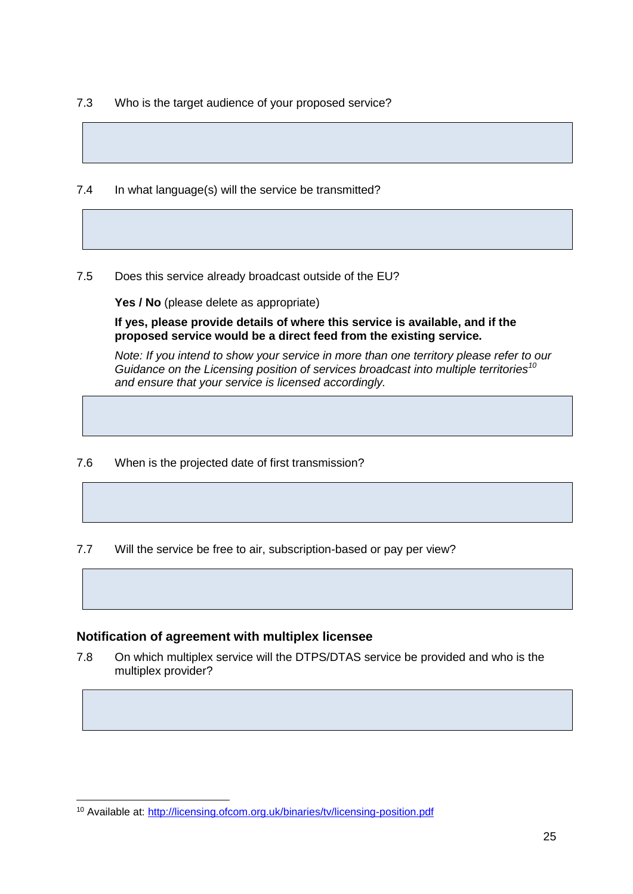7.3 Who is the target audience of your proposed service?

7.4 In what language(s) will the service be transmitted?

7.5 Does this service already broadcast outside of the EU?

**Yes / No** (please delete as appropriate)

**If yes, please provide details of where this service is available, and if the proposed service would be a direct feed from the existing service.**

*Note: If you intend to show your service in more than one territory please refer to our Guidance on the Licensing position of services broadcast into multiple territories*[10] *and ensure that your service is licensed accordingly.*

7.6 When is the projected date of first transmission?

7.7 Will the service be free to air, subscription-based or pay per view?

### Notification of agreement with multiplex licensee

7.8 On which multiplex service will the DTPS/DTAS service be provided and who is the multiplex provider?

---

[10] Available at: http://licensing.ofcom.org.uk/binaries/tv/licensing-position.pdf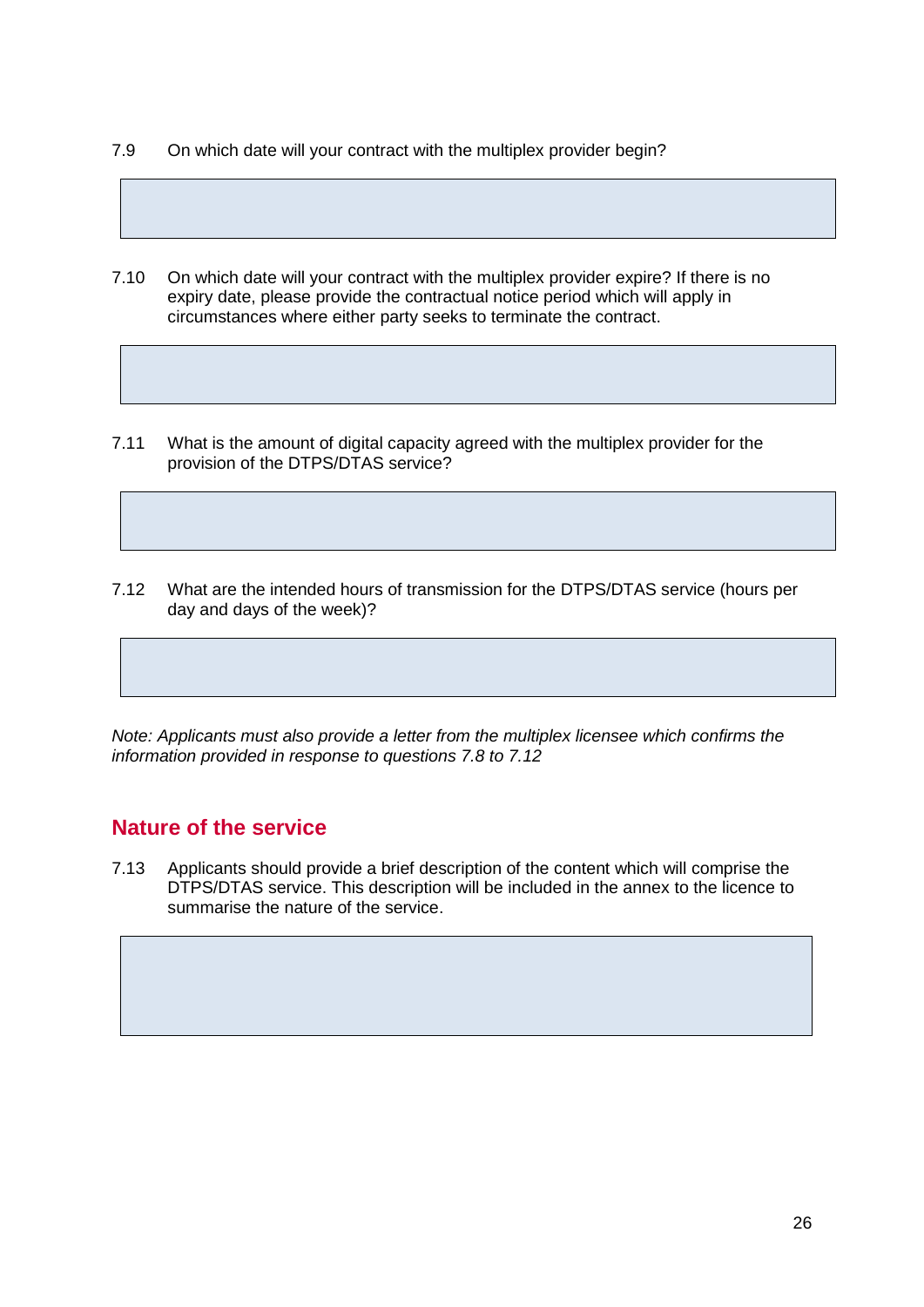7.9 On which date will your contract with the multiplex provider begin?

7.10 On which date will your contract with the multiplex provider expire? If there is no expiry date, please provide the contractual notice period which will apply in circumstances where either party seeks to terminate the contract.

7.11 What is the amount of digital capacity agreed with the multiplex provider for the provision of the DTPS/DTAS service?

7.12 What are the intended hours of transmission for the DTPS/DTAS service (hours per day and days of the week)?

*Note: Applicants must also provide a letter from the multiplex licensee which confirms the information provided in response to questions 7.8 to 7.12*

## Nature of the service

7.13 Applicants should provide a brief description of the content which will comprise the DTPS/DTAS service. This description will be included in the annex to the licence to summarise the nature of the service.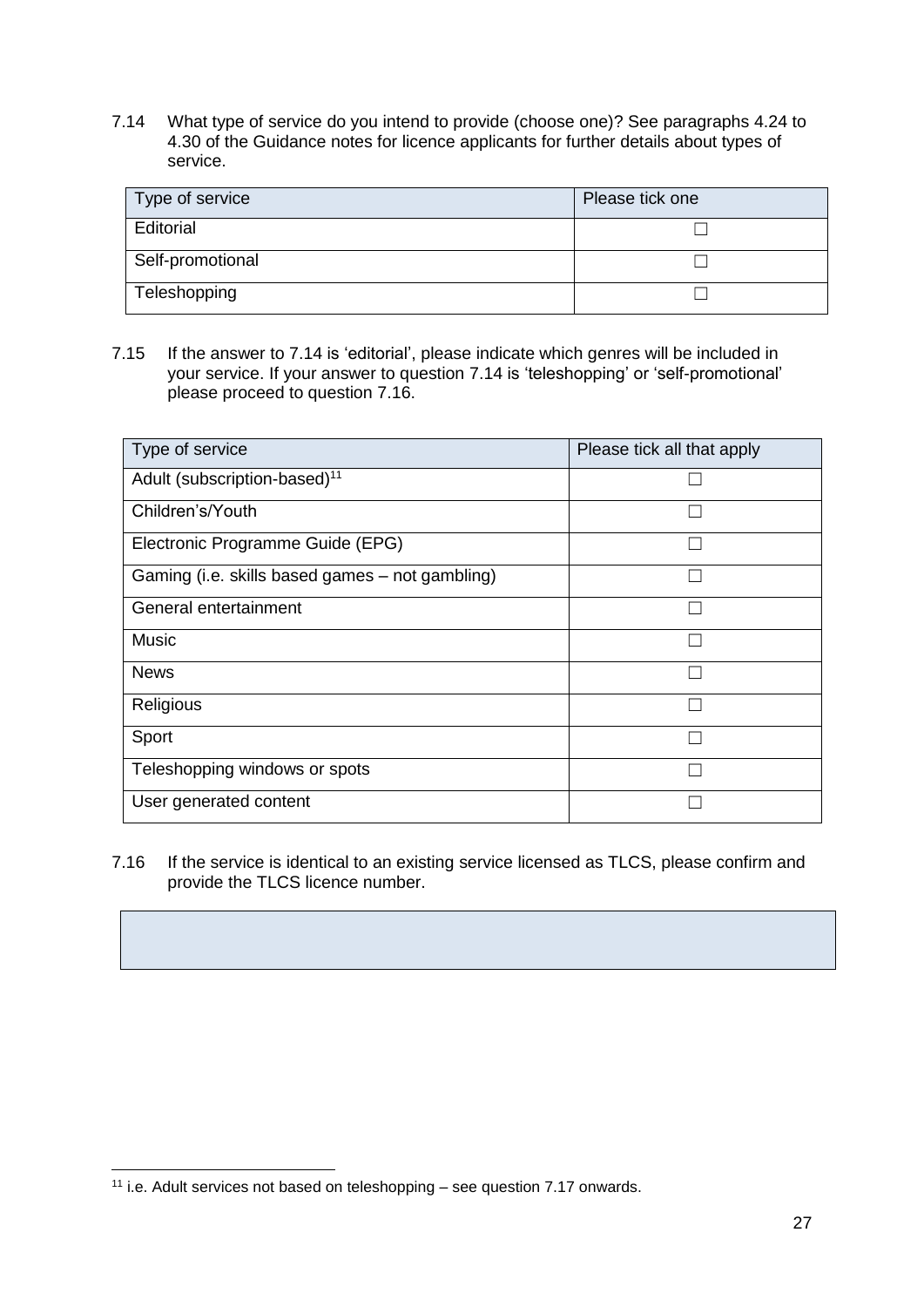7.14 What type of service do you intend to provide (choose one)? See paragraphs 4.24 to 4.30 of the Guidance notes for licence applicants for further details about types of service.

| Type of service | Please tick one |
|---|---|
| Editorial | ☐ |
| Self-promotional | ☐ |
| Teleshopping | ☐ |

7.15 If the answer to 7.14 is 'editorial', please indicate which genres will be included in your service. If your answer to question 7.14 is 'teleshopping' or 'self-promotional' please proceed to question 7.16.

| Type of service | Please tick all that apply |
|---|---|
| Adult (subscription-based)[11] | ☐ |
| Children's/Youth | ☐ |
| Electronic Programme Guide (EPG) | ☐ |
| Gaming (i.e. skills based games – not gambling) | ☐ |
| General entertainment | ☐ |
| Music | ☐ |
| News | ☐ |
| Religious | ☐ |
| Sport | ☐ |
| Teleshopping windows or spots | ☐ |
| User generated content | ☐ |

7.16 If the service is identical to an existing service licensed as TLCS, please confirm and provide the TLCS licence number.

| |
|---|
| |

[11] i.e. Adult services not based on teleshopping – see question 7.17 onwards.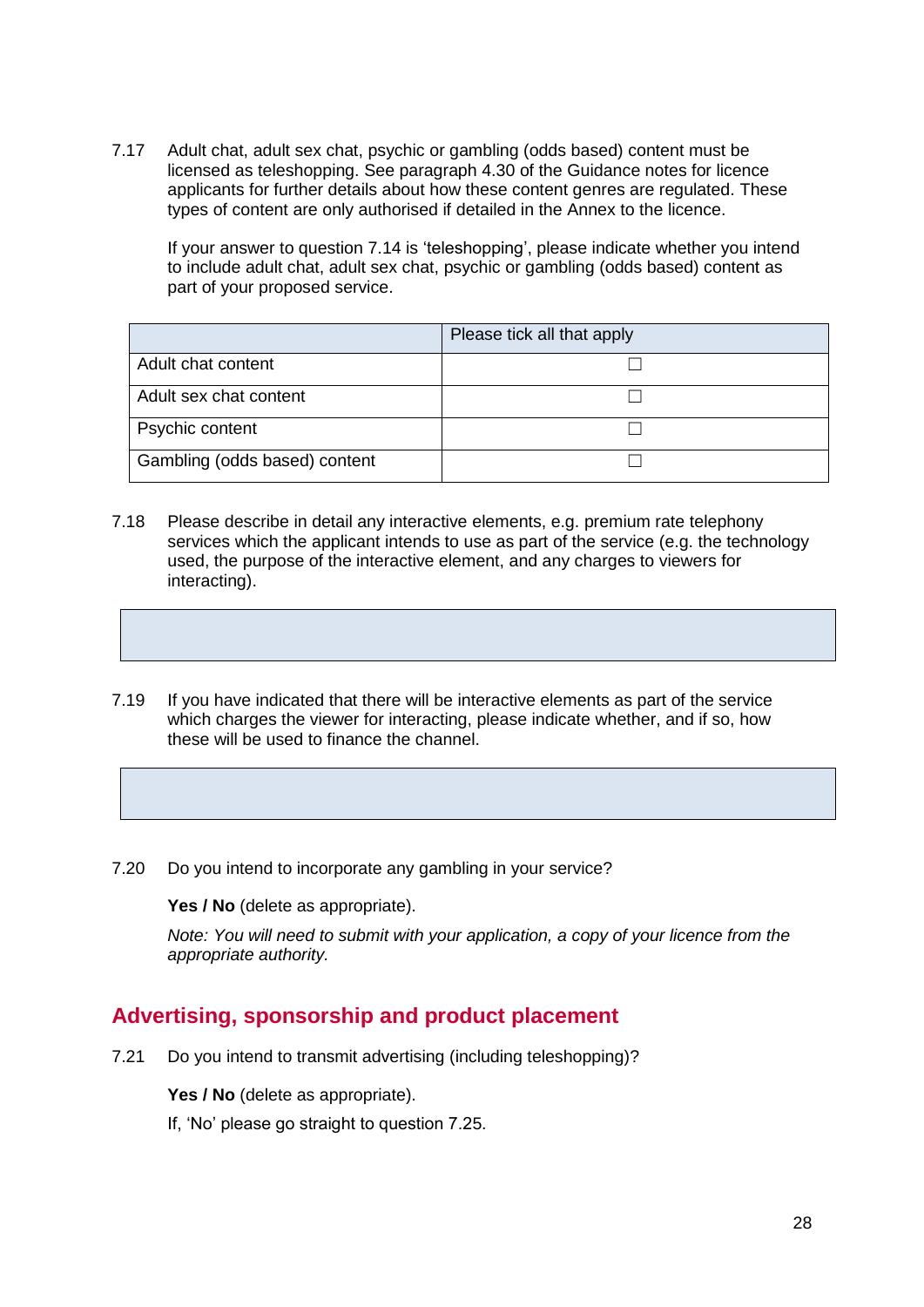7.17 Adult chat, adult sex chat, psychic or gambling (odds based) content must be licensed as teleshopping. See paragraph 4.30 of the Guidance notes for licence applicants for further details about how these content genres are regulated. These types of content are only authorised if detailed in the Annex to the licence.

If your answer to question 7.14 is 'teleshopping', please indicate whether you intend to include adult chat, adult sex chat, psychic or gambling (odds based) content as part of your proposed service.

| | Please tick all that apply |
|---|---|
| Adult chat content | ☐ |
| Adult sex chat content | ☐ |
| Psychic content | ☐ |
| Gambling (odds based) content | ☐ |

7.18 Please describe in detail any interactive elements, e.g. premium rate telephony services which the applicant intends to use as part of the service (e.g. the technology used, the purpose of the interactive element, and any charges to viewers for interacting).

| |
|---|
| |

7.19 If you have indicated that there will be interactive elements as part of the service which charges the viewer for interacting, please indicate whether, and if so, how these will be used to finance the channel.

| |
|---|
| |

7.20 Do you intend to incorporate any gambling in your service?

**Yes / No** (delete as appropriate).

*Note: You will need to submit with your application, a copy of your licence from the appropriate authority.*

## Advertising, sponsorship and product placement

7.21 Do you intend to transmit advertising (including teleshopping)?

**Yes / No** (delete as appropriate).

If, 'No' please go straight to question 7.25.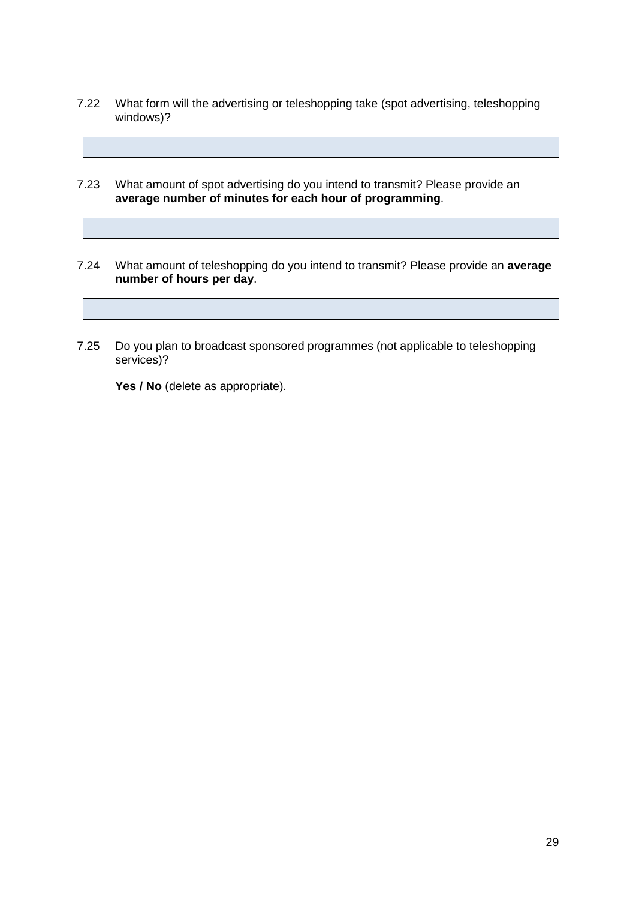7.22 What form will the advertising or teleshopping take (spot advertising, teleshopping windows)?

| |
|---|
| |

7.23 What amount of spot advertising do you intend to transmit? Please provide an **average number of minutes for each hour of programming**.

| |
|---|
| |

7.24 What amount of teleshopping do you intend to transmit? Please provide an **average number of hours per day**.

| |
|---|
| |

7.25 Do you plan to broadcast sponsored programmes (not applicable to teleshopping services)?

**Yes / No** (delete as appropriate).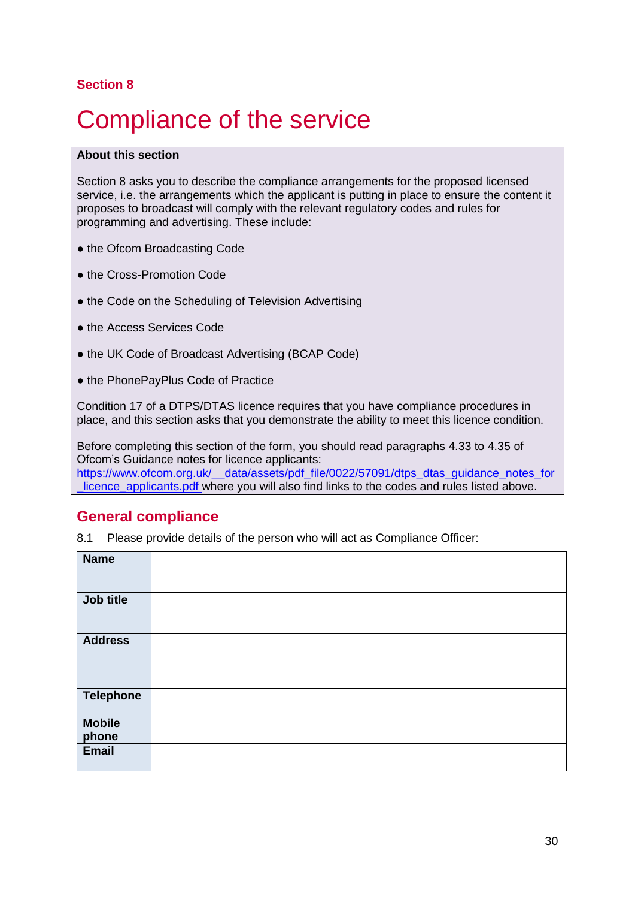**Section 8**

# Compliance of the service

**About this section**

Section 8 asks you to describe the compliance arrangements for the proposed licensed service, i.e. the arrangements which the applicant is putting in place to ensure the content it proposes to broadcast will comply with the relevant regulatory codes and rules for programming and advertising. These include:

- the Ofcom Broadcasting Code
- the Cross-Promotion Code
- the Code on the Scheduling of Television Advertising
- the Access Services Code
- the UK Code of Broadcast Advertising (BCAP Code)
- the PhonePayPlus Code of Practice

Condition 17 of a DTPS/DTAS licence requires that you have compliance procedures in place, and this section asks that you demonstrate the ability to meet this licence condition.

Before completing this section of the form, you should read paragraphs 4.33 to 4.35 of Ofcom's Guidance notes for licence applicants: https://www.ofcom.org.uk/__data/assets/pdf_file/0022/57091/dtps_dtas_guidance_notes_for_licence_applicants.pdf where you will also find links to the codes and rules listed above.

## General compliance

8.1 Please provide details of the person who will act as Compliance Officer:

| | |
|---|---|
| **Name** | |
| **Job title** | |
| **Address** | |
| **Telephone** | |
| **Mobile phone** | |
| **Email** | |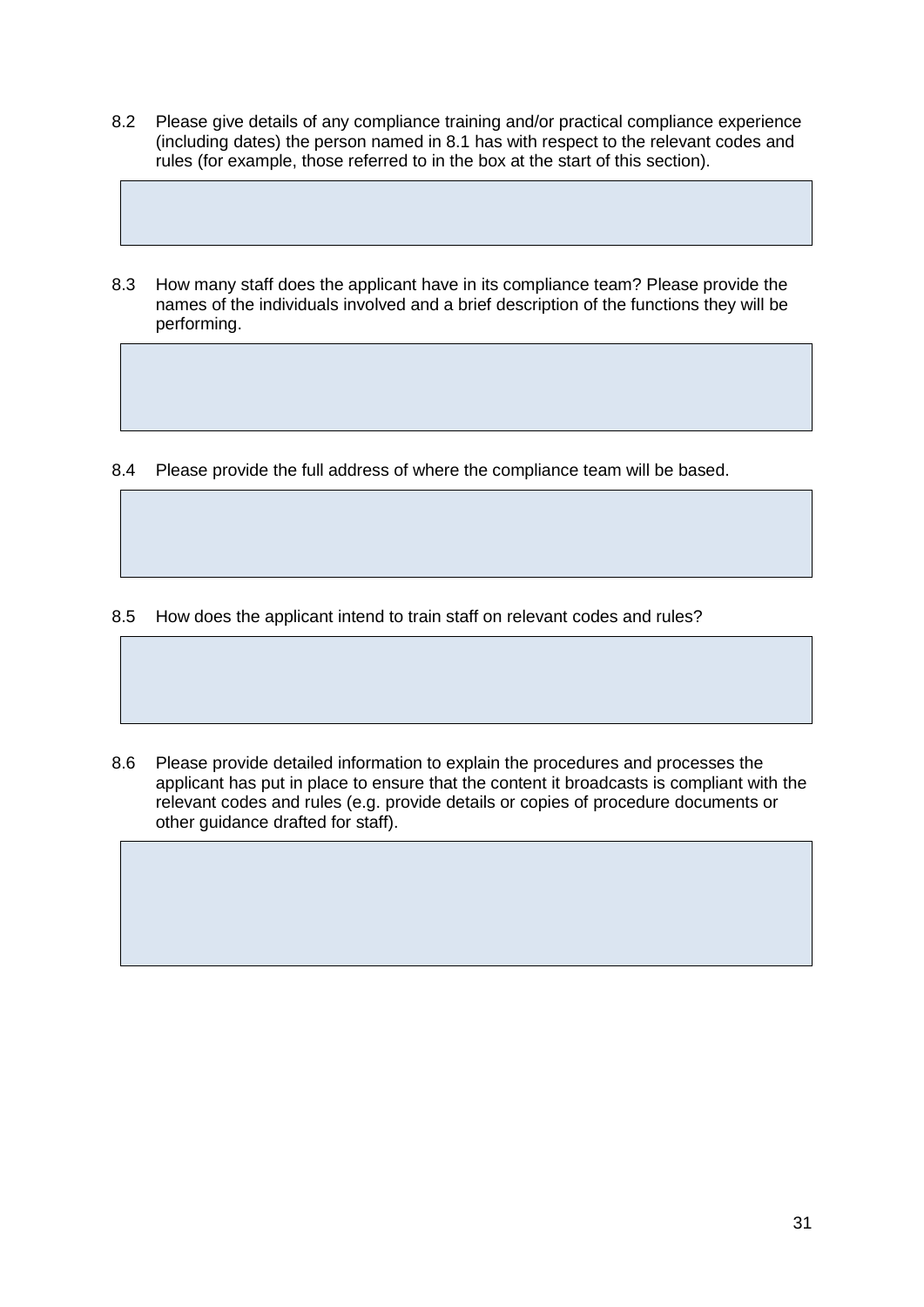8.2 Please give details of any compliance training and/or practical compliance experience (including dates) the person named in 8.1 has with respect to the relevant codes and rules (for example, those referred to in the box at the start of this section).

8.3 How many staff does the applicant have in its compliance team? Please provide the names of the individuals involved and a brief description of the functions they will be performing.

8.4 Please provide the full address of where the compliance team will be based.

8.5 How does the applicant intend to train staff on relevant codes and rules?

8.6 Please provide detailed information to explain the procedures and processes the applicant has put in place to ensure that the content it broadcasts is compliant with the relevant codes and rules (e.g. provide details or copies of procedure documents or other guidance drafted for staff).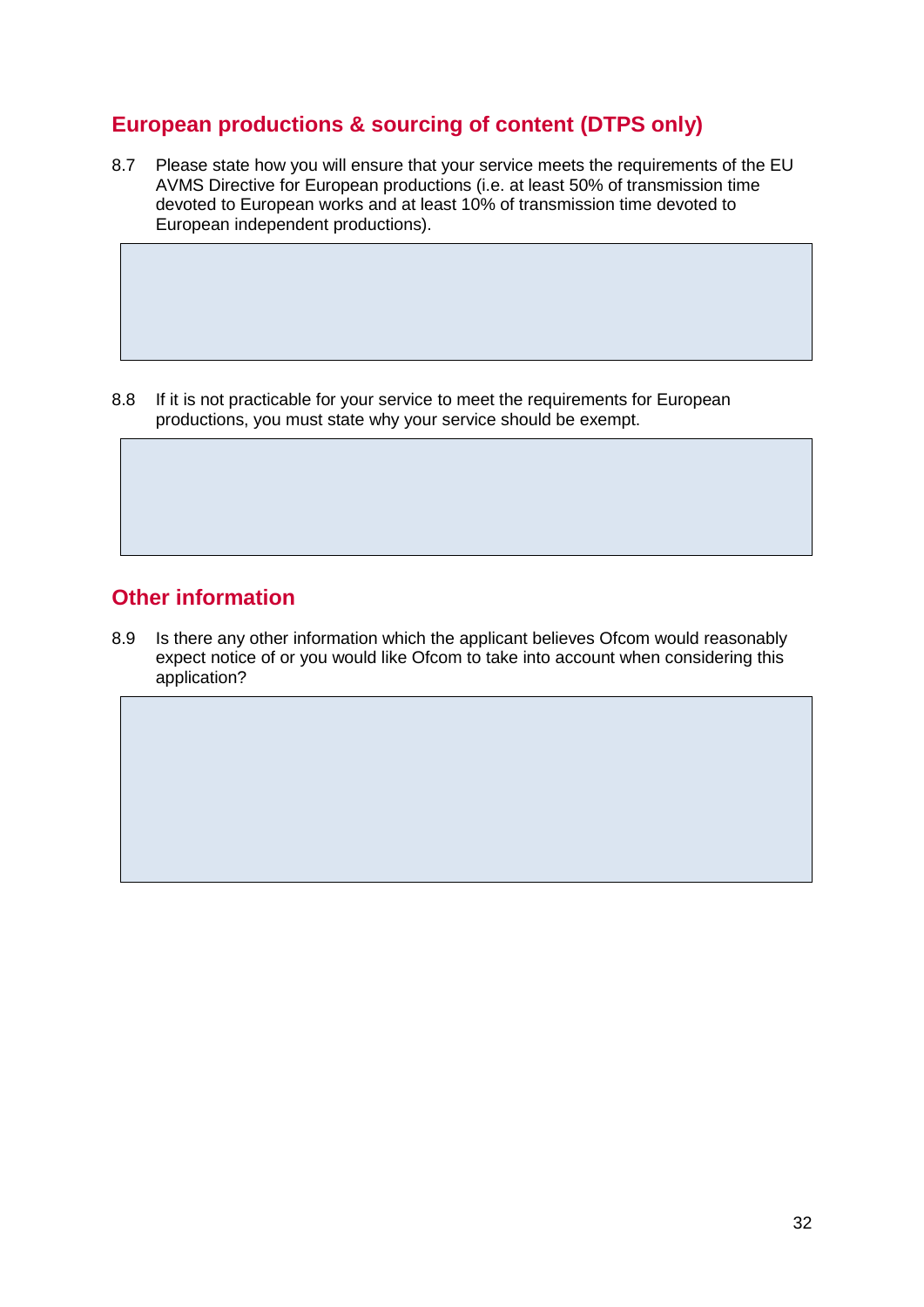## European productions & sourcing of content (DTPS only)

8.7 Please state how you will ensure that your service meets the requirements of the EU AVMS Directive for European productions (i.e. at least 50% of transmission time devoted to European works and at least 10% of transmission time devoted to European independent productions).

8.8 If it is not practicable for your service to meet the requirements for European productions, you must state why your service should be exempt.

## Other information

8.9 Is there any other information which the applicant believes Ofcom would reasonably expect notice of or you would like Ofcom to take into account when considering this application?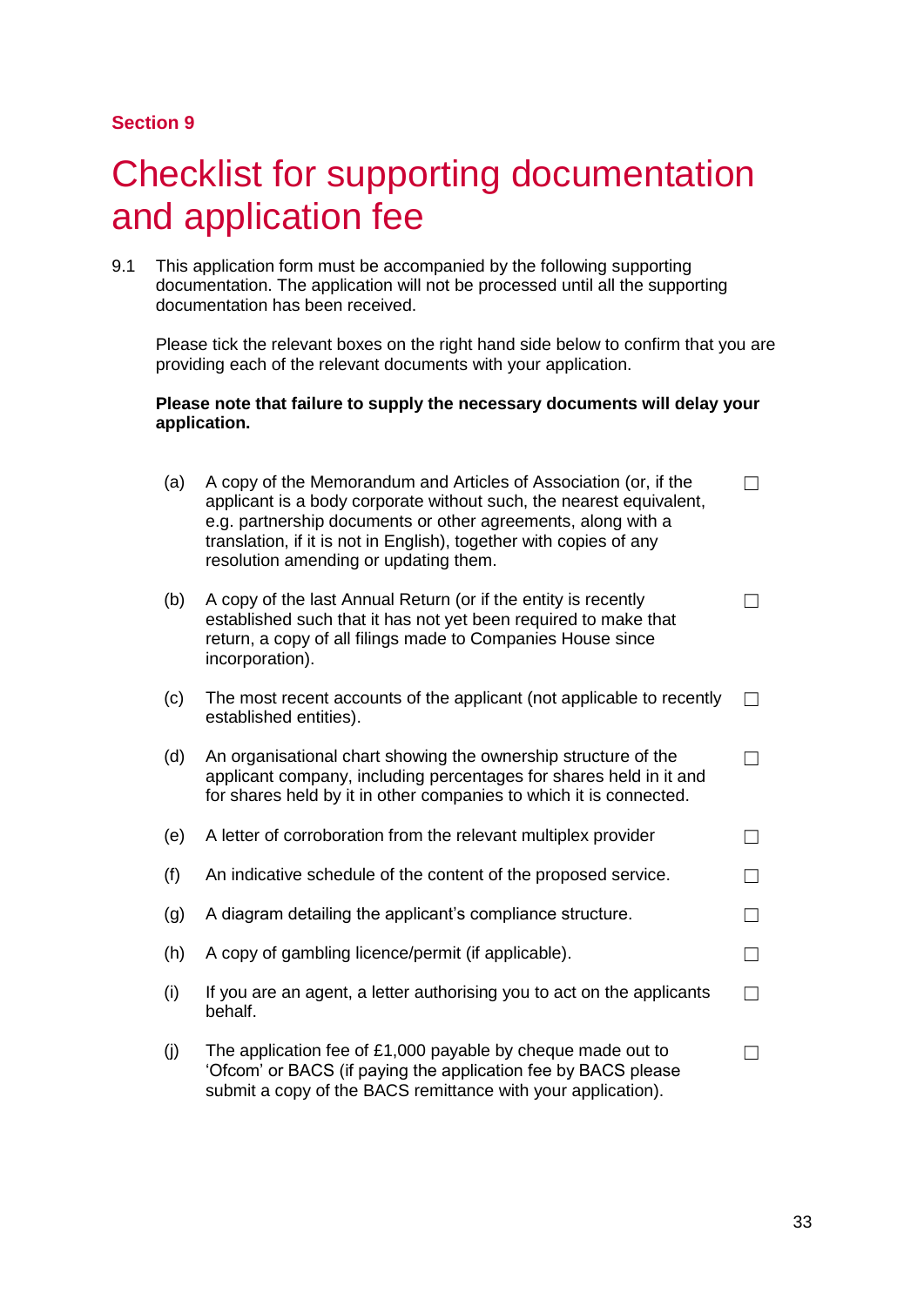Section 9

# Checklist for supporting documentation and application fee

9.1 This application form must be accompanied by the following supporting documentation. The application will not be processed until all the supporting documentation has been received.

Please tick the relevant boxes on the right hand side below to confirm that you are providing each of the relevant documents with your application.

**Please note that failure to supply the necessary documents will delay your application.**

(a) A copy of the Memorandum and Articles of Association (or, if the applicant is a body corporate without such, the nearest equivalent, e.g. partnership documents or other agreements, along with a translation, if it is not in English), together with copies of any resolution amending or updating them. ☐

(b) A copy of the last Annual Return (or if the entity is recently established such that it has not yet been required to make that return, a copy of all filings made to Companies House since incorporation). ☐

(c) The most recent accounts of the applicant (not applicable to recently established entities). ☐

(d) An organisational chart showing the ownership structure of the applicant company, including percentages for shares held in it and for shares held by it in other companies to which it is connected. ☐

(e) A letter of corroboration from the relevant multiplex provider ☐

(f) An indicative schedule of the content of the proposed service. ☐

(g) A diagram detailing the applicant's compliance structure. ☐

(h) A copy of gambling licence/permit (if applicable). ☐

(i) If you are an agent, a letter authorising you to act on the applicants behalf. ☐

(j) The application fee of £1,000 payable by cheque made out to 'Ofcom' or BACS (if paying the application fee by BACS please submit a copy of the BACS remittance with your application). ☐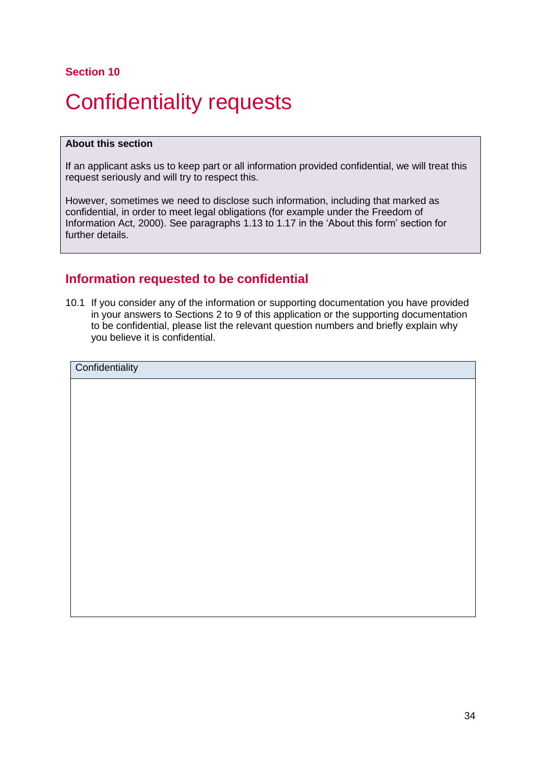**Section 10**

# Confidentiality requests

> **About this section**
>
> If an applicant asks us to keep part or all information provided confidential, we will treat this request seriously and will try to respect this.
>
> However, sometimes we need to disclose such information, including that marked as confidential, in order to meet legal obligations (for example under the Freedom of Information Act, 2000). See paragraphs 1.13 to 1.17 in the 'About this form' section for further details.

## Information requested to be confidential

10.1 If you consider any of the information or supporting documentation you have provided in your answers to Sections 2 to 9 of this application or the supporting documentation to be confidential, please list the relevant question numbers and briefly explain why you believe it is confidential.

| Confidentiality |
| --- |
| |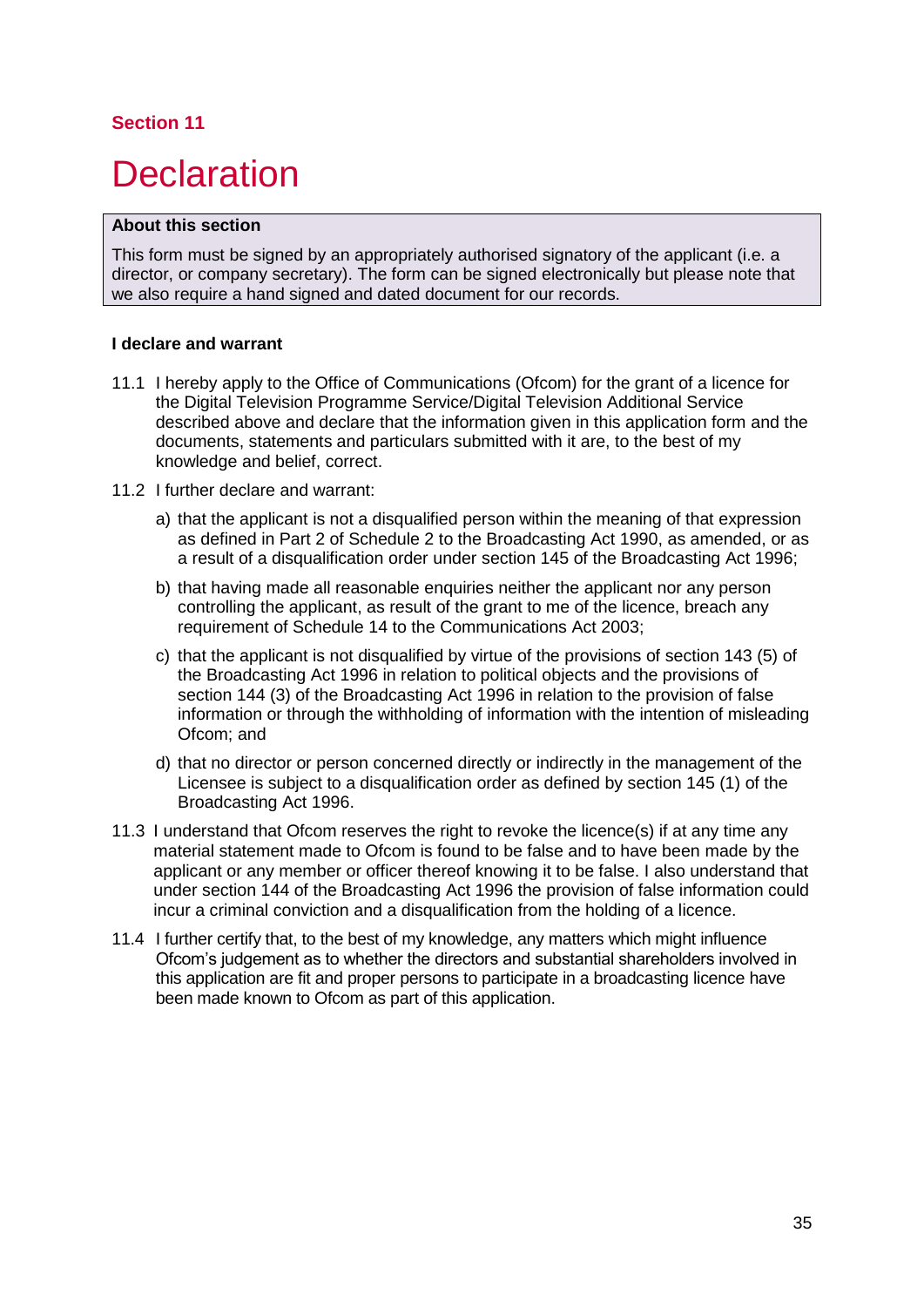**Section 11**

# Declaration

> **About this section**
>
> This form must be signed by an appropriately authorised signatory of the applicant (i.e. a director, or company secretary). The form can be signed electronically but please note that we also require a hand signed and dated document for our records.

**I declare and warrant**

11.1 I hereby apply to the Office of Communications (Ofcom) for the grant of a licence for the Digital Television Programme Service/Digital Television Additional Service described above and declare that the information given in this application form and the documents, statements and particulars submitted with it are, to the best of my knowledge and belief, correct.

11.2 I further declare and warrant:

a) that the applicant is not a disqualified person within the meaning of that expression as defined in Part 2 of Schedule 2 to the Broadcasting Act 1990, as amended, or as a result of a disqualification order under section 145 of the Broadcasting Act 1996;

b) that having made all reasonable enquiries neither the applicant nor any person controlling the applicant, as result of the grant to me of the licence, breach any requirement of Schedule 14 to the Communications Act 2003;

c) that the applicant is not disqualified by virtue of the provisions of section 143 (5) of the Broadcasting Act 1996 in relation to political objects and the provisions of section 144 (3) of the Broadcasting Act 1996 in relation to the provision of false information or through the withholding of information with the intention of misleading Ofcom; and

d) that no director or person concerned directly or indirectly in the management of the Licensee is subject to a disqualification order as defined by section 145 (1) of the Broadcasting Act 1996.

11.3 I understand that Ofcom reserves the right to revoke the licence(s) if at any time any material statement made to Ofcom is found to be false and to have been made by the applicant or any member or officer thereof knowing it to be false. I also understand that under section 144 of the Broadcasting Act 1996 the provision of false information could incur a criminal conviction and a disqualification from the holding of a licence.

11.4 I further certify that, to the best of my knowledge, any matters which might influence Ofcom's judgement as to whether the directors and substantial shareholders involved in this application are fit and proper persons to participate in a broadcasting licence have been made known to Ofcom as part of this application.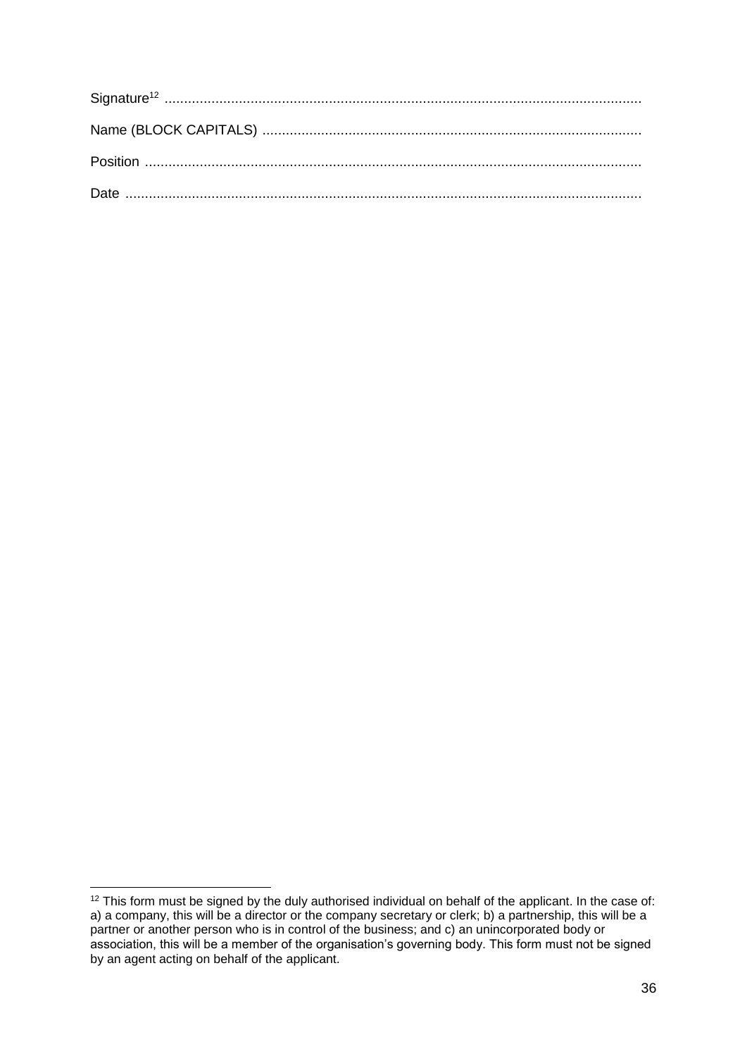Signature[12] ..........................................................................................................................

Name (BLOCK CAPITALS) ................................................................................................

Position ..............................................................................................................................

Date ....................................................................................................................................

[12] This form must be signed by the duly authorised individual on behalf of the applicant. In the case of: a) a company, this will be a director or the company secretary or clerk; b) a partnership, this will be a partner or another person who is in control of the business; and c) an unincorporated body or association, this will be a member of the organisation's governing body. This form must not be signed by an agent acting on behalf of the applicant.